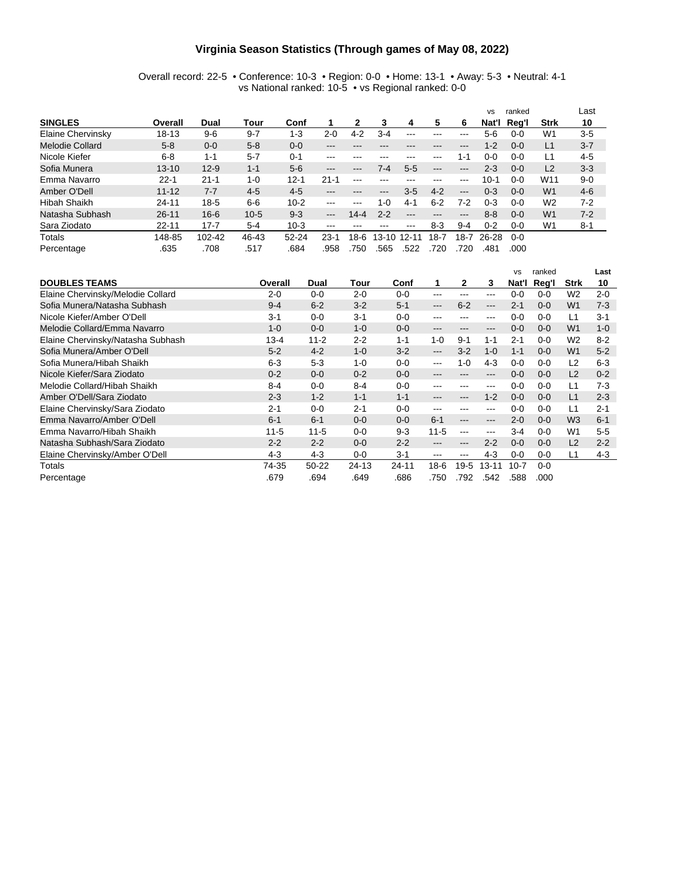# Virginia Season Statistics (Through games of May 08, 2022)

Overall record: 22-5 • Conference: 10-3 • Region: 0-0 • Home: 13-1 • Away: 5-3 • Neutral: 4-1
vs National ranked: 10-5 • vs Regional ranked: 0-0

| SINGLES | Overall | Dual | Tour | Conf | 1 | 2 | 3 | 4 | 5 | 6 | vs Nat'l | ranked Reg'l | Strk | Last 10 |
|---|---|---|---|---|---|---|---|---|---|---|---|---|---|---|
| Elaine Chervinsky | 18-13 | 9-6 | 9-7 | 1-3 | 2-0 | 4-2 | 3-4 | --- | --- | --- | 5-6 | 0-0 | W1 | 3-5 |
| Melodie Collard | 5-8 | 0-0 | 5-8 | 0-0 | --- | --- | --- | --- | --- | --- | 1-2 | 0-0 | L1 | 3-7 |
| Nicole Kiefer | 6-8 | 1-1 | 5-7 | 0-1 | --- | --- | --- | --- | --- | 1-1 | 0-0 | 0-0 | L1 | 4-5 |
| Sofia Munera | 13-10 | 12-9 | 1-1 | 5-6 | --- | --- | 7-4 | 5-5 | --- | --- | 2-3 | 0-0 | L2 | 3-3 |
| Emma Navarro | 22-1 | 21-1 | 1-0 | 12-1 | 21-1 | --- | --- | --- | --- | --- | 10-1 | 0-0 | W11 | 9-0 |
| Amber O'Dell | 11-12 | 7-7 | 4-5 | 4-5 | --- | --- | --- | 3-5 | 4-2 | --- | 0-3 | 0-0 | W1 | 4-6 |
| Hibah Shaikh | 24-11 | 18-5 | 6-6 | 10-2 | --- | --- | 1-0 | 4-1 | 6-2 | 7-2 | 0-3 | 0-0 | W2 | 7-2 |
| Natasha Subhash | 26-11 | 16-6 | 10-5 | 9-3 | --- | 14-4 | 2-2 | --- | --- | --- | 8-8 | 0-0 | W1 | 7-2 |
| Sara Ziodato | 22-11 | 17-7 | 5-4 | 10-3 | --- | --- | --- | --- | 8-3 | 9-4 | 0-2 | 0-0 | W1 | 8-1 |
| Totals | 148-85 | 102-42 | 46-43 | 52-24 | 23-1 | 18-6 | 13-10 | 12-11 | 18-7 | 18-7 | 26-28 | 0-0 | | |
| Percentage | .635 | .708 | .517 | .684 | .958 | .750 | .565 | .522 | .720 | .720 | .481 | .000 | | |

| DOUBLES TEAMS | Overall | Dual | Tour | Conf | 1 | 2 | 3 | vs Nat'l | ranked Reg'l | Strk | Last 10 |
|---|---|---|---|---|---|---|---|---|---|---|---|
| Elaine Chervinsky/Melodie Collard | 2-0 | 0-0 | 2-0 | 0-0 | --- | --- | --- | 0-0 | 0-0 | W2 | 2-0 |
| Sofia Munera/Natasha Subhash | 9-4 | 6-2 | 3-2 | 5-1 | --- | 6-2 | --- | 2-1 | 0-0 | W1 | 7-3 |
| Nicole Kiefer/Amber O'Dell | 3-1 | 0-0 | 3-1 | 0-0 | --- | --- | --- | 0-0 | 0-0 | L1 | 3-1 |
| Melodie Collard/Emma Navarro | 1-0 | 0-0 | 1-0 | 0-0 | --- | --- | --- | 0-0 | 0-0 | W1 | 1-0 |
| Elaine Chervinsky/Natasha Subhash | 13-4 | 11-2 | 2-2 | 1-1 | 1-0 | 9-1 | 1-1 | 2-1 | 0-0 | W2 | 8-2 |
| Sofia Munera/Amber O'Dell | 5-2 | 4-2 | 1-0 | 3-2 | --- | 3-2 | 1-0 | 1-1 | 0-0 | W1 | 5-2 |
| Sofia Munera/Hibah Shaikh | 6-3 | 5-3 | 1-0 | 0-0 | --- | 1-0 | 4-3 | 0-0 | 0-0 | L2 | 6-3 |
| Nicole Kiefer/Sara Ziodato | 0-2 | 0-0 | 0-2 | 0-0 | --- | --- | --- | 0-0 | 0-0 | L2 | 0-2 |
| Melodie Collard/Hibah Shaikh | 8-4 | 0-0 | 8-4 | 0-0 | --- | --- | --- | 0-0 | 0-0 | L1 | 7-3 |
| Amber O'Dell/Sara Ziodato | 2-3 | 1-2 | 1-1 | 1-1 | --- | --- | 1-2 | 0-0 | 0-0 | L1 | 2-3 |
| Elaine Chervinsky/Sara Ziodato | 2-1 | 0-0 | 2-1 | 0-0 | --- | --- | --- | 0-0 | 0-0 | L1 | 2-1 |
| Emma Navarro/Amber O'Dell | 6-1 | 6-1 | 0-0 | 0-0 | 6-1 | --- | --- | 2-0 | 0-0 | W3 | 6-1 |
| Emma Navarro/Hibah Shaikh | 11-5 | 11-5 | 0-0 | 9-3 | 11-5 | --- | --- | 3-4 | 0-0 | W1 | 5-5 |
| Natasha Subhash/Sara Ziodato | 2-2 | 2-2 | 0-0 | 2-2 | --- | --- | 2-2 | 0-0 | 0-0 | L2 | 2-2 |
| Elaine Chervinsky/Amber O'Dell | 4-3 | 4-3 | 0-0 | 3-1 | --- | --- | 4-3 | 0-0 | 0-0 | L1 | 4-3 |
| Totals | 74-35 | 50-22 | 24-13 | 24-11 | 18-6 | 19-5 | 13-11 | 10-7 | 0-0 | | |
| Percentage | .679 | .694 | .649 | .686 | .750 | .792 | .542 | .588 | .000 | | |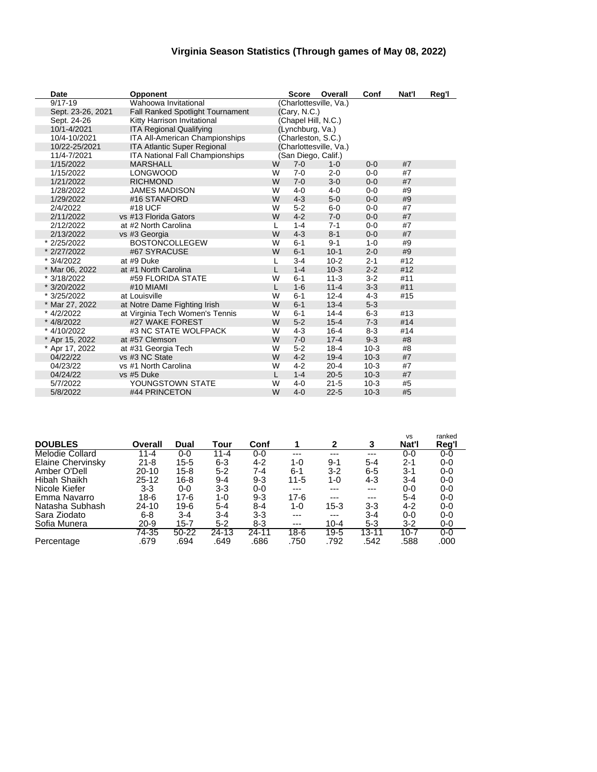# Virginia Season Statistics (Through games of May 08, 2022)

| Date | Opponent | | Score | Overall | Conf | Nat'l | Reg'l |
|---|---|---|---|---|---|---|---|
| 9/17-19 | Wahoowa Invitational | | (Charlottesville, Va.) | | | | |
| Sept. 23-26, 2021 | Fall Ranked Spotlight Tournament | | (Cary, N.C.) | | | | |
| Sept. 24-26 | Kitty Harrison Invitational | | (Chapel Hill, N.C.) | | | | |
| 10/1-4/2021 | ITA Regional Qualifying | | (Lynchburg, Va.) | | | | |
| 10/4-10/2021 | ITA All-American Championships | | (Charleston, S.C.) | | | | |
| 10/22-25/2021 | ITA Atlantic Super Regional | | (Charlottesville, Va.) | | | | |
| 11/4-7/2021 | ITA National Fall Championships | | (San Diego, Calif.) | | | | |
| 1/15/2022 | MARSHALL | W | 7-0 | 1-0 | 0-0 | #7 | |
| 1/15/2022 | LONGWOOD | W | 7-0 | 2-0 | 0-0 | #7 | |
| 1/21/2022 | RICHMOND | W | 7-0 | 3-0 | 0-0 | #7 | |
| 1/28/2022 | JAMES MADISON | W | 4-0 | 4-0 | 0-0 | #9 | |
| 1/29/2022 | #16 STANFORD | W | 4-3 | 5-0 | 0-0 | #9 | |
| 2/4/2022 | #18 UCF | W | 5-2 | 6-0 | 0-0 | #7 | |
| 2/11/2022 | vs #13 Florida Gators | W | 4-2 | 7-0 | 0-0 | #7 | |
| 2/12/2022 | at #2 North Carolina | L | 1-4 | 7-1 | 0-0 | #7 | |
| 2/13/2022 | vs #3 Georgia | W | 4-3 | 8-1 | 0-0 | #7 | |
| * 2/25/2022 | BOSTONCOLLEGEW | W | 6-1 | 9-1 | 1-0 | #9 | |
| * 2/27/2022 | #67 SYRACUSE | W | 6-1 | 10-1 | 2-0 | #9 | |
| * 3/4/2022 | at #9 Duke | L | 3-4 | 10-2 | 2-1 | #12 | |
| * Mar 06, 2022 | at #1 North Carolina | L | 1-4 | 10-3 | 2-2 | #12 | |
| * 3/18/2022 | #59 FLORIDA STATE | W | 6-1 | 11-3 | 3-2 | #11 | |
| * 3/20/2022 | #10 MIAMI | L | 1-6 | 11-4 | 3-3 | #11 | |
| * 3/25/2022 | at Louisville | W | 6-1 | 12-4 | 4-3 | #15 | |
| * Mar 27, 2022 | at Notre Dame Fighting Irish | W | 6-1 | 13-4 | 5-3 | | |
| * 4/2/2022 | at Virginia Tech Women's Tennis | W | 6-1 | 14-4 | 6-3 | #13 | |
| * 4/8/2022 | #27 WAKE FOREST | W | 5-2 | 15-4 | 7-3 | #14 | |
| * 4/10/2022 | #3 NC STATE WOLFPACK | W | 4-3 | 16-4 | 8-3 | #14 | |
| * Apr 15, 2022 | at #57 Clemson | W | 7-0 | 17-4 | 9-3 | #8 | |
| * Apr 17, 2022 | at #31 Georgia Tech | W | 5-2 | 18-4 | 10-3 | #8 | |
| 04/22/22 | vs #3 NC State | W | 4-2 | 19-4 | 10-3 | #7 | |
| 04/23/22 | vs #1 North Carolina | W | 4-2 | 20-4 | 10-3 | #7 | |
| 04/24/22 | vs #5 Duke | L | 1-4 | 20-5 | 10-3 | #7 | |
| 5/7/2022 | YOUNGSTOWN STATE | W | 4-0 | 21-5 | 10-3 | #5 | |
| 5/8/2022 | #44 PRINCETON | W | 4-0 | 22-5 | 10-3 | #5 | |

| DOUBLES | Overall | Dual | Tour | Conf | 1 | 2 | 3 | vs Nat'l | ranked Reg'l |
|---|---|---|---|---|---|---|---|---|---|
| Melodie Collard | 11-4 | 0-0 | 11-4 | 0-0 | --- | --- | --- | 0-0 | 0-0 |
| Elaine Chervinsky | 21-8 | 15-5 | 6-3 | 4-2 | 1-0 | 9-1 | 5-4 | 2-1 | 0-0 |
| Amber O'Dell | 20-10 | 15-8 | 5-2 | 7-4 | 6-1 | 3-2 | 6-5 | 3-1 | 0-0 |
| Hibah Shaikh | 25-12 | 16-8 | 9-4 | 9-3 | 11-5 | 1-0 | 4-3 | 3-4 | 0-0 |
| Nicole Kiefer | 3-3 | 0-0 | 3-3 | 0-0 | --- | --- | --- | 0-0 | 0-0 |
| Emma Navarro | 18-6 | 17-6 | 1-0 | 9-3 | 17-6 | --- | --- | 5-4 | 0-0 |
| Natasha Subhash | 24-10 | 19-6 | 5-4 | 8-4 | 1-0 | 15-3 | 3-3 | 4-2 | 0-0 |
| Sara Ziodato | 6-8 | 3-4 | 3-4 | 3-3 | --- | --- | 3-4 | 0-0 | 0-0 |
| Sofia Munera | 20-9 | 15-7 | 5-2 | 8-3 | --- | 10-4 | 5-3 | 3-2 | 0-0 |
| | 74-35 | 50-22 | 24-13 | 24-11 | 18-6 | 19-5 | 13-11 | 10-7 | 0-0 |
| Percentage | .679 | .694 | .649 | .686 | .750 | .792 | .542 | .588 | .000 |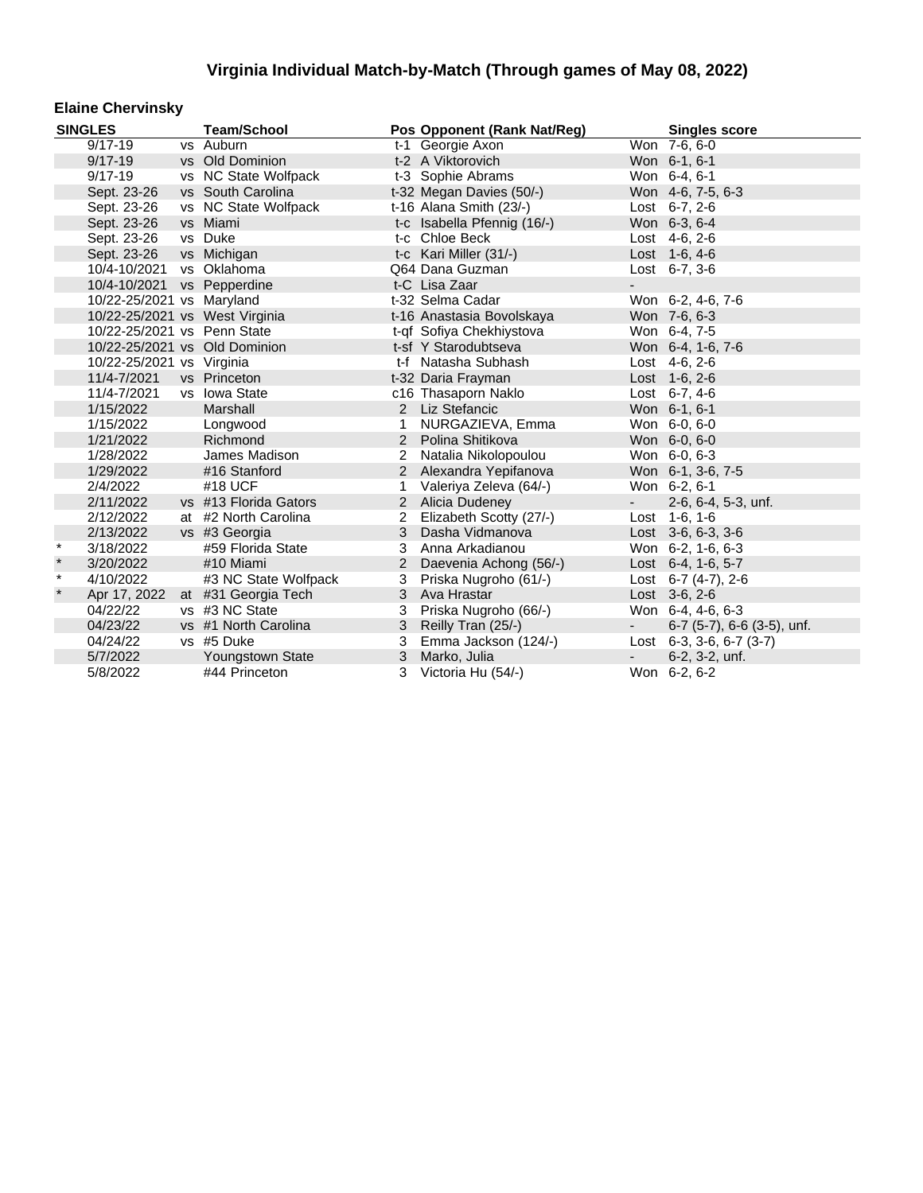## Virginia Individual Match-by-Match (Through games of May 08, 2022)

### Elaine Chervinsky

| SINGLES | | Team/School | Pos | Opponent (Rank Nat/Reg) | | Singles score |
|---|---|---|---|---|---|---|
| | 9/17-19 | vs Auburn | t-1 | Georgie Axon | Won | 7-6, 6-0 |
| | 9/17-19 | vs Old Dominion | t-2 | A Viktorovich | Won | 6-1, 6-1 |
| | 9/17-19 | vs NC State Wolfpack | t-3 | Sophie Abrams | Won | 6-4, 6-1 |
| | Sept. 23-26 | vs South Carolina | t-32 | Megan Davies (50/-) | Won | 4-6, 7-5, 6-3 |
| | Sept. 23-26 | vs NC State Wolfpack | t-16 | Alana Smith (23/-) | Lost | 6-7, 2-6 |
| | Sept. 23-26 | vs Miami | t-c | Isabella Pfennig (16/-) | Won | 6-3, 6-4 |
| | Sept. 23-26 | vs Duke | t-c | Chloe Beck | Lost | 4-6, 2-6 |
| | Sept. 23-26 | vs Michigan | t-c | Kari Miller (31/-) | Lost | 1-6, 4-6 |
| | 10/4-10/2021 | vs Oklahoma | Q64 | Dana Guzman | Lost | 6-7, 3-6 |
| | 10/4-10/2021 | vs Pepperdine | t-C | Lisa Zaar | - | |
| | 10/22-25/2021 | vs Maryland | t-32 | Selma Cadar | Won | 6-2, 4-6, 7-6 |
| | 10/22-25/2021 | vs West Virginia | t-16 | Anastasia Bovolskaya | Won | 7-6, 6-3 |
| | 10/22-25/2021 | vs Penn State | t-qf | Sofiya Chekhiystova | Won | 6-4, 7-5 |
| | 10/22-25/2021 | vs Old Dominion | t-sf | Y Starodubtseva | Won | 6-4, 1-6, 7-6 |
| | 10/22-25/2021 | vs Virginia | t-f | Natasha Subhash | Lost | 4-6, 2-6 |
| | 11/4-7/2021 | vs Princeton | t-32 | Daria Frayman | Lost | 1-6, 2-6 |
| | 11/4-7/2021 | vs Iowa State | c16 | Thasaporn Naklo | Lost | 6-7, 4-6 |
| | 1/15/2022 | Marshall | 2 | Liz Stefancic | Won | 6-1, 6-1 |
| | 1/15/2022 | Longwood | 1 | NURGAZIEVA, Emma | Won | 6-0, 6-0 |
| | 1/21/2022 | Richmond | 2 | Polina Shitikova | Won | 6-0, 6-0 |
| | 1/28/2022 | James Madison | 2 | Natalia Nikolopoulou | Won | 6-0, 6-3 |
| | 1/29/2022 | #16 Stanford | 2 | Alexandra Yepifanova | Won | 6-1, 3-6, 7-5 |
| | 2/4/2022 | #18 UCF | 1 | Valeriya Zeleva (64/-) | Won | 6-2, 6-1 |
| | 2/11/2022 | vs #13 Florida Gators | 2 | Alicia Dudeney | - | 2-6, 6-4, 5-3, unf. |
| | 2/12/2022 | at #2 North Carolina | 2 | Elizabeth Scotty (27/-) | Lost | 1-6, 1-6 |
| | 2/13/2022 | vs #3 Georgia | 3 | Dasha Vidmanova | Lost | 3-6, 6-3, 3-6 |
| * | 3/18/2022 | #59 Florida State | 3 | Anna Arkadianou | Won | 6-2, 1-6, 6-3 |
| * | 3/20/2022 | #10 Miami | 2 | Daevenia Achong (56/-) | Lost | 6-4, 1-6, 5-7 |
| * | 4/10/2022 | #3 NC State Wolfpack | 3 | Priska Nugroho (61/-) | Lost | 6-7 (4-7), 2-6 |
| * | Apr 17, 2022 | at #31 Georgia Tech | 3 | Ava Hrastar | Lost | 3-6, 2-6 |
| | 04/22/22 | vs #3 NC State | 3 | Priska Nugroho (66/-) | Won | 6-4, 4-6, 6-3 |
| | 04/23/22 | vs #1 North Carolina | 3 | Reilly Tran (25/-) | - | 6-7 (5-7), 6-6 (3-5), unf. |
| | 04/24/22 | vs #5 Duke | 3 | Emma Jackson (124/-) | Lost | 6-3, 3-6, 6-7 (3-7) |
| | 5/7/2022 | Youngstown State | 3 | Marko, Julia | - | 6-2, 3-2, unf. |
| | 5/8/2022 | #44 Princeton | 3 | Victoria Hu (54/-) | Won | 6-2, 6-2 |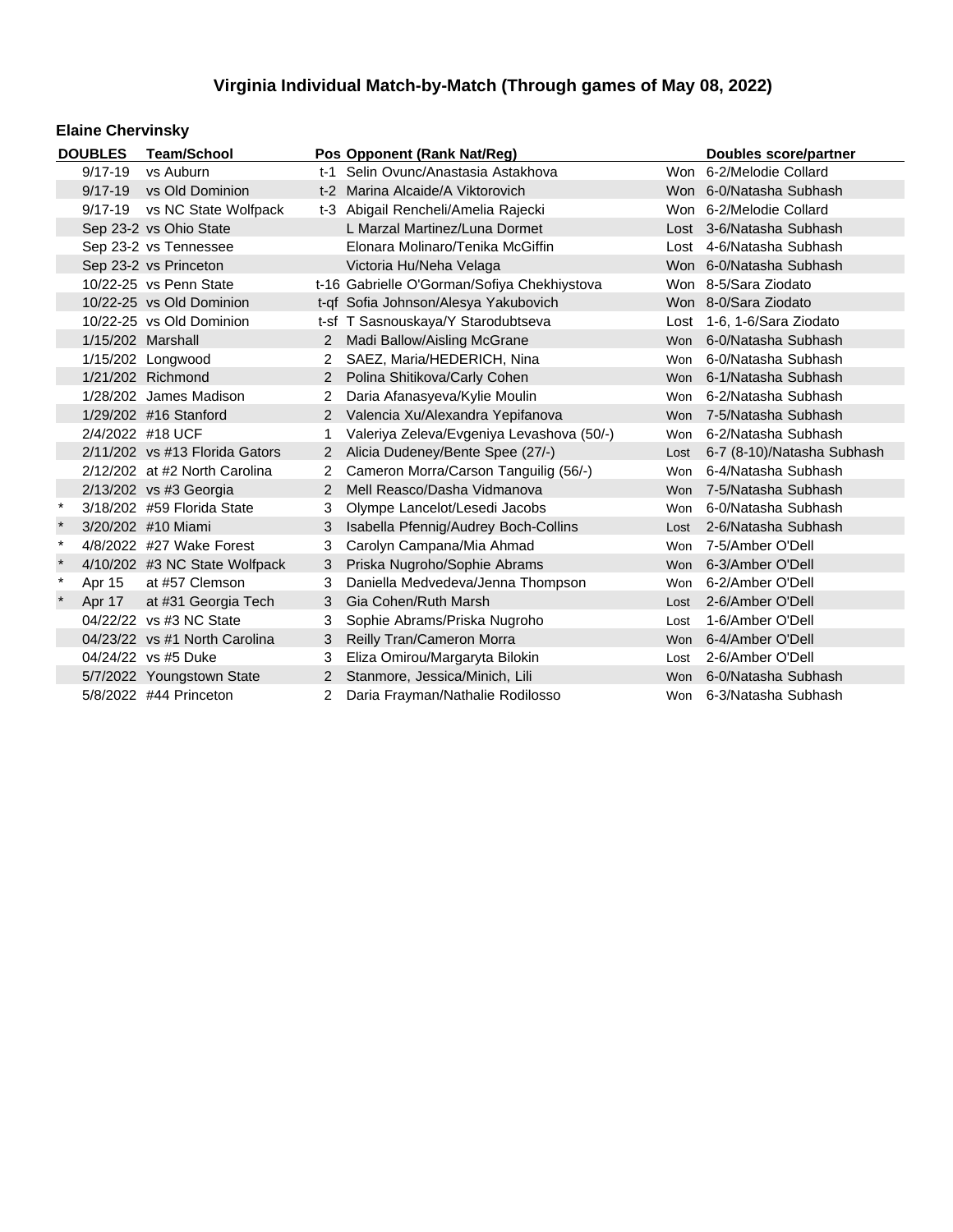## Virginia Individual Match-by-Match (Through games of May 08, 2022)

### Elaine Chervinsky

| | DOUBLES | Team/School | Pos | Opponent (Rank Nat/Reg) | | Doubles score/partner |
|---|---|---|---|---|---|---|
| | 9/17-19 | vs Auburn | t-1 | Selin Ovunc/Anastasia Astakhova | Won | 6-2/Melodie Collard |
| | 9/17-19 | vs Old Dominion | t-2 | Marina Alcaide/A Viktorovich | Won | 6-0/Natasha Subhash |
| | 9/17-19 | vs NC State Wolfpack | t-3 | Abigail Rencheli/Amelia Rajecki | Won | 6-2/Melodie Collard |
| | Sep 23-2 | vs Ohio State | | L Marzal Martinez/Luna Dormet | Lost | 3-6/Natasha Subhash |
| | Sep 23-2 | vs Tennessee | | Elonara Molinaro/Tenika McGiffin | Lost | 4-6/Natasha Subhash |
| | Sep 23-2 | vs Princeton | | Victoria Hu/Neha Velaga | Won | 6-0/Natasha Subhash |
| | 10/22-25 | vs Penn State | t-16 | Gabrielle O'Gorman/Sofiya Chekhiystova | Won | 8-5/Sara Ziodato |
| | 10/22-25 | vs Old Dominion | t-qf | Sofia Johnson/Alesya Yakubovich | Won | 8-0/Sara Ziodato |
| | 10/22-25 | vs Old Dominion | t-sf | T Sasnouskaya/Y Starodubtseva | Lost | 1-6, 1-6/Sara Ziodato |
| | 1/15/202 | Marshall | 2 | Madi Ballow/Aisling McGrane | Won | 6-0/Natasha Subhash |
| | 1/15/202 | Longwood | 2 | SAEZ, Maria/HEDERICH, Nina | Won | 6-0/Natasha Subhash |
| | 1/21/202 | Richmond | 2 | Polina Shitikova/Carly Cohen | Won | 6-1/Natasha Subhash |
| | 1/28/202 | James Madison | 2 | Daria Afanasyeva/Kylie Moulin | Won | 6-2/Natasha Subhash |
| | 1/29/202 | #16 Stanford | 2 | Valencia Xu/Alexandra Yepifanova | Won | 7-5/Natasha Subhash |
| | 2/4/2022 | #18 UCF | 1 | Valeriya Zeleva/Evgeniya Levashova (50/-) | Won | 6-2/Natasha Subhash |
| | 2/11/202 | vs #13 Florida Gators | 2 | Alicia Dudeney/Bente Spee (27/-) | Lost | 6-7 (8-10)/Natasha Subhash |
| | 2/12/202 | at #2 North Carolina | 2 | Cameron Morra/Carson Tanguilig (56/-) | Won | 6-4/Natasha Subhash |
| | 2/13/202 | vs #3 Georgia | 2 | Mell Reasco/Dasha Vidmanova | Won | 7-5/Natasha Subhash |
| * | 3/18/202 | #59 Florida State | 3 | Olympe Lancelot/Lesedi Jacobs | Won | 6-0/Natasha Subhash |
| * | 3/20/202 | #10 Miami | 3 | Isabella Pfennig/Audrey Boch-Collins | Lost | 2-6/Natasha Subhash |
| * | 4/8/2022 | #27 Wake Forest | 3 | Carolyn Campana/Mia Ahmad | Won | 7-5/Amber O'Dell |
| * | 4/10/202 | #3 NC State Wolfpack | 3 | Priska Nugroho/Sophie Abrams | Won | 6-3/Amber O'Dell |
| * | Apr 15 | at #57 Clemson | 3 | Daniella Medvedeva/Jenna Thompson | Won | 6-2/Amber O'Dell |
| * | Apr 17 | at #31 Georgia Tech | 3 | Gia Cohen/Ruth Marsh | Lost | 2-6/Amber O'Dell |
| | 04/22/22 | vs #3 NC State | 3 | Sophie Abrams/Priska Nugroho | Lost | 1-6/Amber O'Dell |
| | 04/23/22 | vs #1 North Carolina | 3 | Reilly Tran/Cameron Morra | Won | 6-4/Amber O'Dell |
| | 04/24/22 | vs #5 Duke | 3 | Eliza Omirou/Margaryta Bilokin | Lost | 2-6/Amber O'Dell |
| | 5/7/2022 | Youngstown State | 2 | Stanmore, Jessica/Minich, Lili | Won | 6-0/Natasha Subhash |
| | 5/8/2022 | #44 Princeton | 2 | Daria Frayman/Nathalie Rodilosso | Won | 6-3/Natasha Subhash |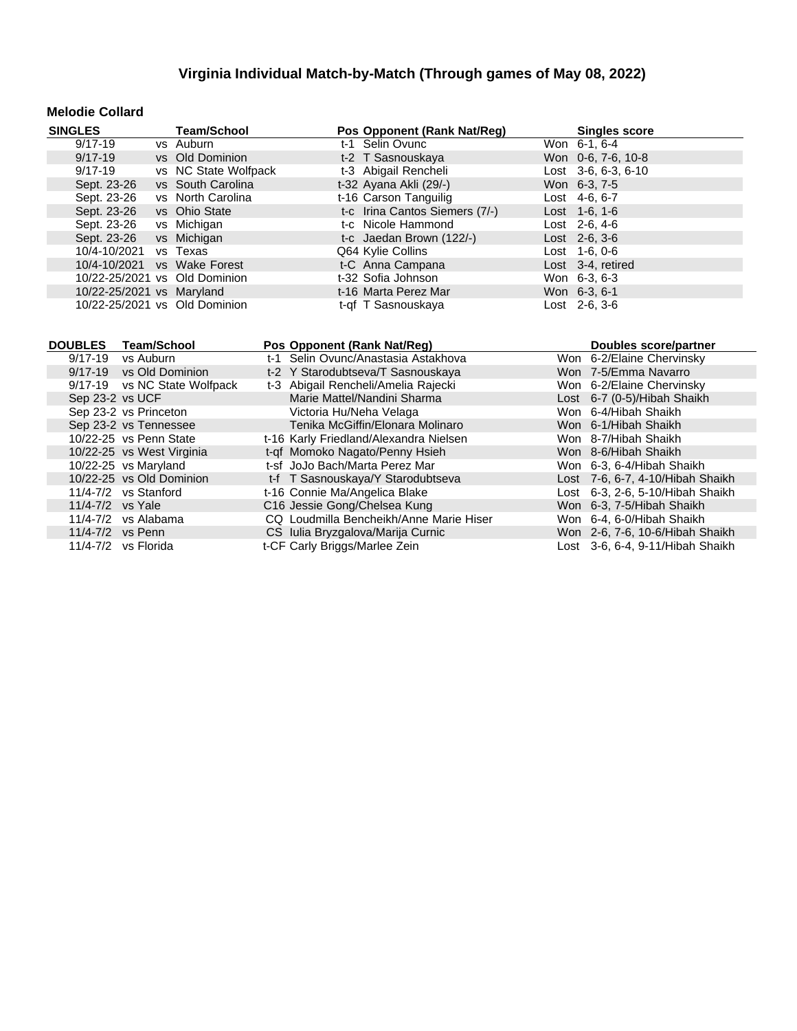# Virginia Individual Match-by-Match (Through games of May 08, 2022)

### Melodie Collard

| SINGLES | Team/School | Pos | Opponent (Rank Nat/Reg) | Singles score |
|---|---|---|---|---|
| 9/17-19 | vs Auburn | t-1 | Selin Ovunc | Won 6-1, 6-4 |
| 9/17-19 | vs Old Dominion | t-2 | T Sasnouskaya | Won 0-6, 7-6, 10-8 |
| 9/17-19 | vs NC State Wolfpack | t-3 | Abigail Rencheli | Lost 3-6, 6-3, 6-10 |
| Sept. 23-26 | vs South Carolina | t-32 | Ayana Akli (29/-) | Won 6-3, 7-5 |
| Sept. 23-26 | vs North Carolina | t-16 | Carson Tanguilig | Lost 4-6, 6-7 |
| Sept. 23-26 | vs Ohio State | t-c | Irina Cantos Siemers (7/-) | Lost 1-6, 1-6 |
| Sept. 23-26 | vs Michigan | t-c | Nicole Hammond | Lost 2-6, 4-6 |
| Sept. 23-26 | vs Michigan | t-c | Jaedan Brown (122/-) | Lost 2-6, 3-6 |
| 10/4-10/2021 | vs Texas | Q64 | Kylie Collins | Lost 1-6, 0-6 |
| 10/4-10/2021 | vs Wake Forest | t-C | Anna Campana | Lost 3-4, retired |
| 10/22-25/2021 | vs Old Dominion | t-32 | Sofia Johnson | Won 6-3, 6-3 |
| 10/22-25/2021 | vs Maryland | t-16 | Marta Perez Mar | Won 6-3, 6-1 |
| 10/22-25/2021 | vs Old Dominion | t-qf | T Sasnouskaya | Lost 2-6, 3-6 |

| DOUBLES | Team/School | Pos | Opponent (Rank Nat/Reg) | Doubles score/partner |
|---|---|---|---|---|
| 9/17-19 | vs Auburn | t-1 | Selin Ovunc/Anastasia Astakhova | Won 6-2/Elaine Chervinsky |
| 9/17-19 | vs Old Dominion | t-2 | Y Starodubtseva/T Sasnouskaya | Won 7-5/Emma Navarro |
| 9/17-19 | vs NC State Wolfpack | t-3 | Abigail Rencheli/Amelia Rajecki | Won 6-2/Elaine Chervinsky |
| Sep 23-2 | vs UCF | | Marie Mattel/Nandini Sharma | Lost 6-7 (0-5)/Hibah Shaikh |
| Sep 23-2 | vs Princeton | | Victoria Hu/Neha Velaga | Won 6-4/Hibah Shaikh |
| Sep 23-2 | vs Tennessee | | Tenika McGiffin/Elonara Molinaro | Won 6-1/Hibah Shaikh |
| 10/22-25 | vs Penn State | t-16 | Karly Friedland/Alexandra Nielsen | Won 8-7/Hibah Shaikh |
| 10/22-25 | vs West Virginia | t-qf | Momoko Nagato/Penny Hsieh | Won 8-6/Hibah Shaikh |
| 10/22-25 | vs Maryland | t-sf | JoJo Bach/Marta Perez Mar | Won 6-3, 6-4/Hibah Shaikh |
| 10/22-25 | vs Old Dominion | t-f | T Sasnouskaya/Y Starodubtseva | Lost 7-6, 6-7, 4-10/Hibah Shaikh |
| 11/4-7/2 | vs Stanford | t-16 | Connie Ma/Angelica Blake | Lost 6-3, 2-6, 5-10/Hibah Shaikh |
| 11/4-7/2 | vs Yale | C16 | Jessie Gong/Chelsea Kung | Won 6-3, 7-5/Hibah Shaikh |
| 11/4-7/2 | vs Alabama | CQ | Loudmilla Bencheikh/Anne Marie Hiser | Won 6-4, 6-0/Hibah Shaikh |
| 11/4-7/2 | vs Penn | CS | Iulia Bryzgalova/Marija Curnic | Won 2-6, 7-6, 10-6/Hibah Shaikh |
| 11/4-7/2 | vs Florida | t-CF | Carly Briggs/Marlee Zein | Lost 3-6, 6-4, 9-11/Hibah Shaikh |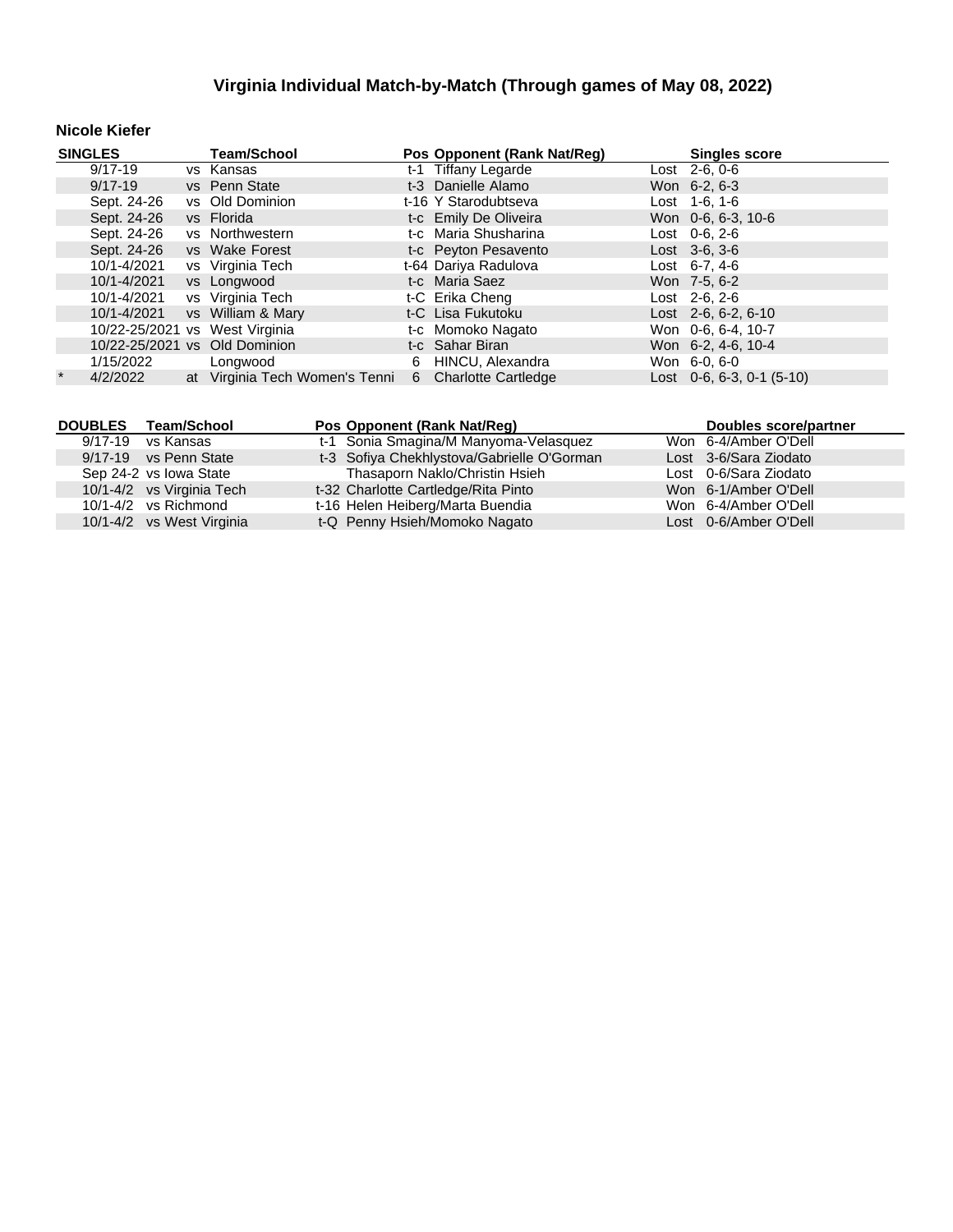# Virginia Individual Match-by-Match (Through games of May 08, 2022)

## Nicole Kiefer

| SINGLES | | Team/School | Pos | Opponent (Rank Nat/Reg) | Singles score |
|---|---|---|---|---|---|
| | 9/17-19 | vs Kansas | t-1 | Tiffany Legarde | Lost 2-6, 0-6 |
| | 9/17-19 | vs Penn State | t-3 | Danielle Alamo | Won 6-2, 6-3 |
| | Sept. 24-26 | vs Old Dominion | t-16 | Y Starodubtseva | Lost 1-6, 1-6 |
| | Sept. 24-26 | vs Florida | t-c | Emily De Oliveira | Won 0-6, 6-3, 10-6 |
| | Sept. 24-26 | vs Northwestern | t-c | Maria Shusharina | Lost 0-6, 2-6 |
| | Sept. 24-26 | vs Wake Forest | t-c | Peyton Pesavento | Lost 3-6, 3-6 |
| | 10/1-4/2021 | vs Virginia Tech | t-64 | Dariya Radulova | Lost 6-7, 4-6 |
| | 10/1-4/2021 | vs Longwood | t-c | Maria Saez | Won 7-5, 6-2 |
| | 10/1-4/2021 | vs Virginia Tech | t-C | Erika Cheng | Lost 2-6, 2-6 |
| | 10/1-4/2021 | vs William & Mary | t-C | Lisa Fukutoku | Lost 2-6, 6-2, 6-10 |
| | 10/22-25/2021 | vs West Virginia | t-c | Momoko Nagato | Won 0-6, 6-4, 10-7 |
| | 10/22-25/2021 | vs Old Dominion | t-c | Sahar Biran | Won 6-2, 4-6, 10-4 |
| | 1/15/2022 | Longwood | 6 | HINCU, Alexandra | Won 6-0, 6-0 |
| * | 4/2/2022 | at Virginia Tech Women's Tenni | 6 | Charlotte Cartledge | Lost 0-6, 6-3, 0-1 (5-10) |

| DOUBLES | Team/School | Pos | Opponent (Rank Nat/Reg) | Doubles score/partner |
|---|---|---|---|---|
| 9/17-19 | vs Kansas | t-1 | Sonia Smagina/M Manyoma-Velasquez | Won 6-4/Amber O'Dell |
| 9/17-19 | vs Penn State | t-3 | Sofiya Chekhlystova/Gabrielle O'Gorman | Lost 3-6/Sara Ziodato |
| Sep 24-2 | vs Iowa State | | Thasaporn Naklo/Christin Hsieh | Lost 0-6/Sara Ziodato |
| 10/1-4/2 | vs Virginia Tech | t-32 | Charlotte Cartledge/Rita Pinto | Won 6-1/Amber O'Dell |
| 10/1-4/2 | vs Richmond | t-16 | Helen Heiberg/Marta Buendia | Won 6-4/Amber O'Dell |
| 10/1-4/2 | vs West Virginia | t-Q | Penny Hsieh/Momoko Nagato | Lost 0-6/Amber O'Dell |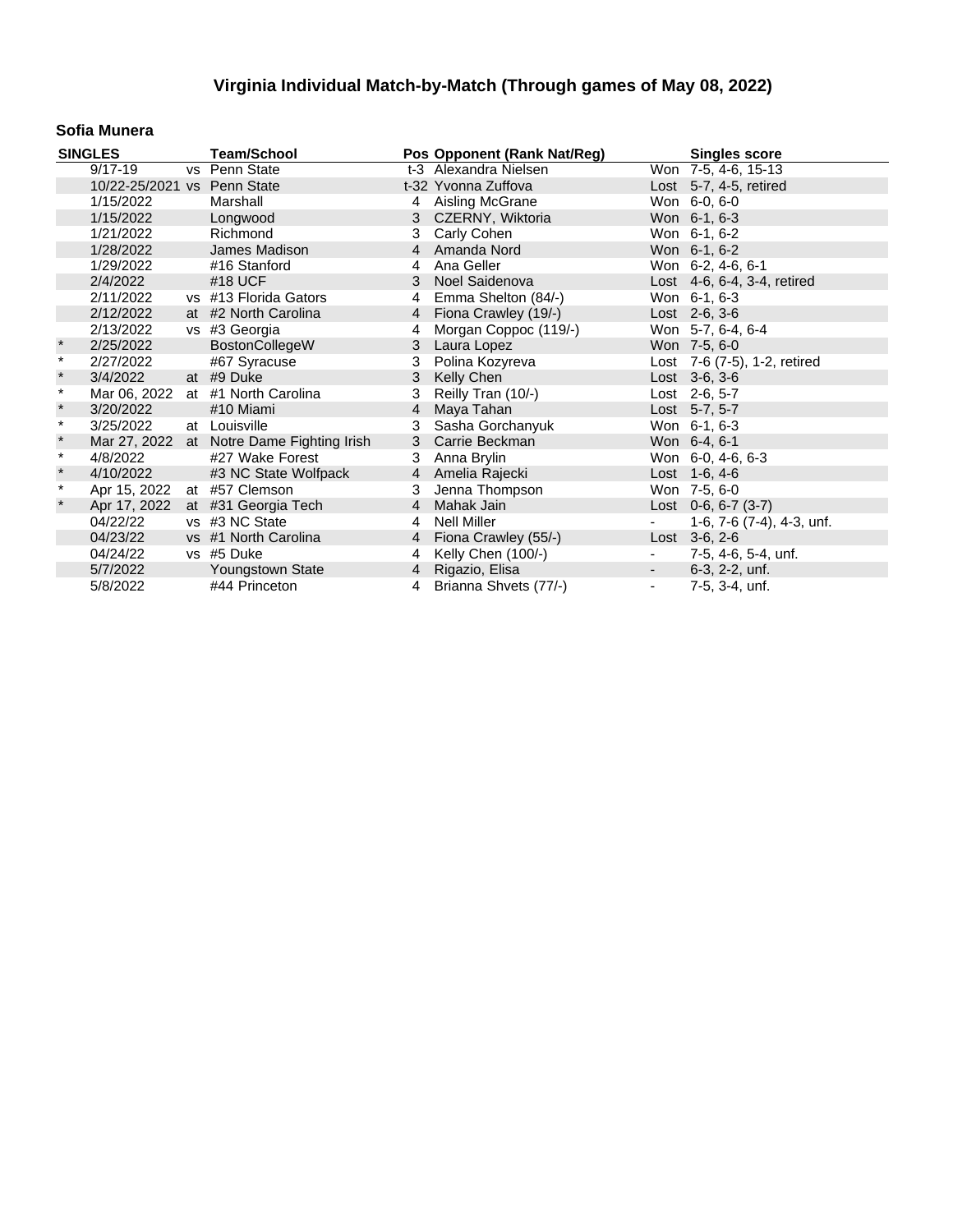# Virginia Individual Match-by-Match (Through games of May 08, 2022)

## Sofia Munera

| SINGLES | | | Team/School | Pos | Opponent (Rank Nat/Reg) | | Singles score |
|---|---|---|---|---|---|---|---|
| | 9/17-19 | vs | Penn State | t-3 | Alexandra Nielsen | Won | 7-5, 4-6, 15-13 |
| | 10/22-25/2021 | vs | Penn State | t-32 | Yvonna Zuffova | Lost | 5-7, 4-5, retired |
| | 1/15/2022 | | Marshall | 4 | Aisling McGrane | Won | 6-0, 6-0 |
| | 1/15/2022 | | Longwood | 3 | CZERNY, Wiktoria | Won | 6-1, 6-3 |
| | 1/21/2022 | | Richmond | 3 | Carly Cohen | Won | 6-1, 6-2 |
| | 1/28/2022 | | James Madison | 4 | Amanda Nord | Won | 6-1, 6-2 |
| | 1/29/2022 | | #16 Stanford | 4 | Ana Geller | Won | 6-2, 4-6, 6-1 |
| | 2/4/2022 | | #18 UCF | 3 | Noel Saidenova | Lost | 4-6, 6-4, 3-4, retired |
| | 2/11/2022 | vs | #13 Florida Gators | 4 | Emma Shelton (84/-) | Won | 6-1, 6-3 |
| | 2/12/2022 | at | #2 North Carolina | 4 | Fiona Crawley (19/-) | Lost | 2-6, 3-6 |
| | 2/13/2022 | vs | #3 Georgia | 4 | Morgan Coppoc (119/-) | Won | 5-7, 6-4, 6-4 |
| * | 2/25/2022 | | BostonCollegeW | 3 | Laura Lopez | Won | 7-5, 6-0 |
| * | 2/27/2022 | | #67 Syracuse | 3 | Polina Kozyreva | Lost | 7-6 (7-5), 1-2, retired |
| * | 3/4/2022 | at | #9 Duke | 3 | Kelly Chen | Lost | 3-6, 3-6 |
| * | Mar 06, 2022 | at | #1 North Carolina | 3 | Reilly Tran (10/-) | Lost | 2-6, 5-7 |
| * | 3/20/2022 | | #10 Miami | 4 | Maya Tahan | Lost | 5-7, 5-7 |
| * | 3/25/2022 | at | Louisville | 3 | Sasha Gorchanyuk | Won | 6-1, 6-3 |
| * | Mar 27, 2022 | at | Notre Dame Fighting Irish | 3 | Carrie Beckman | Won | 6-4, 6-1 |
| * | 4/8/2022 | | #27 Wake Forest | 3 | Anna Brylin | Won | 6-0, 4-6, 6-3 |
| * | 4/10/2022 | | #3 NC State Wolfpack | 4 | Amelia Rajecki | Lost | 1-6, 4-6 |
| * | Apr 15, 2022 | at | #57 Clemson | 3 | Jenna Thompson | Won | 7-5, 6-0 |
| * | Apr 17, 2022 | at | #31 Georgia Tech | 4 | Mahak Jain | Lost | 0-6, 6-7 (3-7) |
| | 04/22/22 | vs | #3 NC State | 4 | Nell Miller | - | 1-6, 7-6 (7-4), 4-3, unf. |
| | 04/23/22 | vs | #1 North Carolina | 4 | Fiona Crawley (55/-) | Lost | 3-6, 2-6 |
| | 04/24/22 | vs | #5 Duke | 4 | Kelly Chen (100/-) | - | 7-5, 4-6, 5-4, unf. |
| | 5/7/2022 | | Youngstown State | 4 | Rigazio, Elisa | - | 6-3, 2-2, unf. |
| | 5/8/2022 | | #44 Princeton | 4 | Brianna Shvets (77/-) | - | 7-5, 3-4, unf. |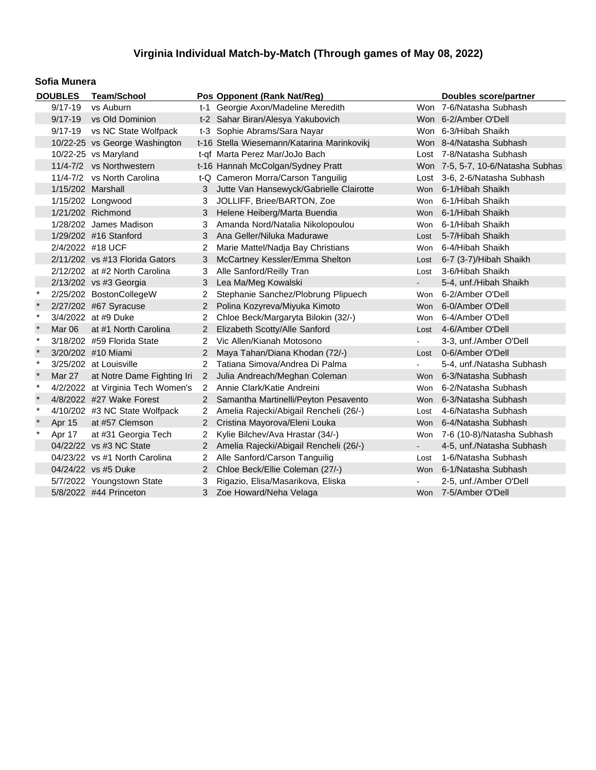# Virginia Individual Match-by-Match (Through games of May 08, 2022)

## Sofia Munera

| | DOUBLES | Team/School | Pos | Opponent (Rank Nat/Reg) | | Doubles score/partner |
|---|---|---|---|---|---|---|
| | 9/17-19 | vs Auburn | t-1 | Georgie Axon/Madeline Meredith | Won | 7-6/Natasha Subhash |
| | 9/17-19 | vs Old Dominion | t-2 | Sahar Biran/Alesya Yakubovich | Won | 6-2/Amber O'Dell |
| | 9/17-19 | vs NC State Wolfpack | t-3 | Sophie Abrams/Sara Nayar | Won | 6-3/Hibah Shaikh |
| | 10/22-25 | vs George Washington | t-16 | Stella Wiesemann/Katarina Marinkovikj | Won | 8-4/Natasha Subhash |
| | 10/22-25 | vs Maryland | t-qf | Marta Perez Mar/JoJo Bach | Lost | 7-8/Natasha Subhash |
| | 11/4-7/2 | vs Northwestern | t-16 | Hannah McColgan/Sydney Pratt | Won | 7-5, 5-7, 10-6/Natasha Subhas |
| | 11/4-7/2 | vs North Carolina | t-Q | Cameron Morra/Carson Tanguilig | Lost | 3-6, 2-6/Natasha Subhash |
| | 1/15/202 | Marshall | 3 | Jutte Van Hansewyck/Gabrielle Clairotte | Won | 6-1/Hibah Shaikh |
| | 1/15/202 | Longwood | 3 | JOLLIFF, Briee/BARTON, Zoe | Won | 6-1/Hibah Shaikh |
| | 1/21/202 | Richmond | 3 | Helene Heiberg/Marta Buendia | Won | 6-1/Hibah Shaikh |
| | 1/28/202 | James Madison | 3 | Amanda Nord/Natalia Nikolopoulou | Won | 6-1/Hibah Shaikh |
| | 1/29/202 | #16 Stanford | 3 | Ana Geller/Niluka Madurawe | Lost | 5-7/Hibah Shaikh |
| | 2/4/2022 | #18 UCF | 2 | Marie Mattel/Nadja Bay Christians | Won | 6-4/Hibah Shaikh |
| | 2/11/202 | vs #13 Florida Gators | 3 | McCartney Kessler/Emma Shelton | Lost | 6-7 (3-7)/Hibah Shaikh |
| | 2/12/202 | at #2 North Carolina | 3 | Alle Sanford/Reilly Tran | Lost | 3-6/Hibah Shaikh |
| | 2/13/202 | vs #3 Georgia | 3 | Lea Ma/Meg Kowalski | - | 5-4, unf./Hibah Shaikh |
| * | 2/25/202 | BostonCollegeW | 2 | Stephanie Sanchez/Plobrung Plipuech | Won | 6-2/Amber O'Dell |
| * | 2/27/202 | #67 Syracuse | 2 | Polina Kozyreva/Miyuka Kimoto | Won | 6-0/Amber O'Dell |
| * | 3/4/2022 | at #9 Duke | 2 | Chloe Beck/Margaryta Bilokin (32/-) | Won | 6-4/Amber O'Dell |
| * | Mar 06 | at #1 North Carolina | 2 | Elizabeth Scotty/Alle Sanford | Lost | 4-6/Amber O'Dell |
| * | 3/18/202 | #59 Florida State | 2 | Vic Allen/Kianah Motosono | - | 3-3, unf./Amber O'Dell |
| * | 3/20/202 | #10 Miami | 2 | Maya Tahan/Diana Khodan (72/-) | Lost | 0-6/Amber O'Dell |
| * | 3/25/202 | at Louisville | 2 | Tatiana Simova/Andrea Di Palma | - | 5-4, unf./Natasha Subhash |
| * | Mar 27 | at Notre Dame Fighting Iri | 2 | Julia Andreach/Meghan Coleman | Won | 6-3/Natasha Subhash |
| * | 4/2/2022 | at Virginia Tech Women's | 2 | Annie Clark/Katie Andreini | Won | 6-2/Natasha Subhash |
| * | 4/8/2022 | #27 Wake Forest | 2 | Samantha Martinelli/Peyton Pesavento | Won | 6-3/Natasha Subhash |
| * | 4/10/202 | #3 NC State Wolfpack | 2 | Amelia Rajecki/Abigail Rencheli (26/-) | Lost | 4-6/Natasha Subhash |
| * | Apr 15 | at #57 Clemson | 2 | Cristina Mayorova/Eleni Louka | Won | 6-4/Natasha Subhash |
| * | Apr 17 | at #31 Georgia Tech | 2 | Kylie Bilchev/Ava Hrastar (34/-) | Won | 7-6 (10-8)/Natasha Subhash |
| | 04/22/22 | vs #3 NC State | 2 | Amelia Rajecki/Abigail Rencheli (26/-) | - | 4-5, unf./Natasha Subhash |
| | 04/23/22 | vs #1 North Carolina | 2 | Alle Sanford/Carson Tanguilig | Lost | 1-6/Natasha Subhash |
| | 04/24/22 | vs #5 Duke | 2 | Chloe Beck/Ellie Coleman (27/-) | Won | 6-1/Natasha Subhash |
| | 5/7/2022 | Youngstown State | 3 | Rigazio, Elisa/Masarikova, Eliska | - | 2-5, unf./Amber O'Dell |
| | 5/8/2022 | #44 Princeton | 3 | Zoe Howard/Neha Velaga | Won | 7-5/Amber O'Dell |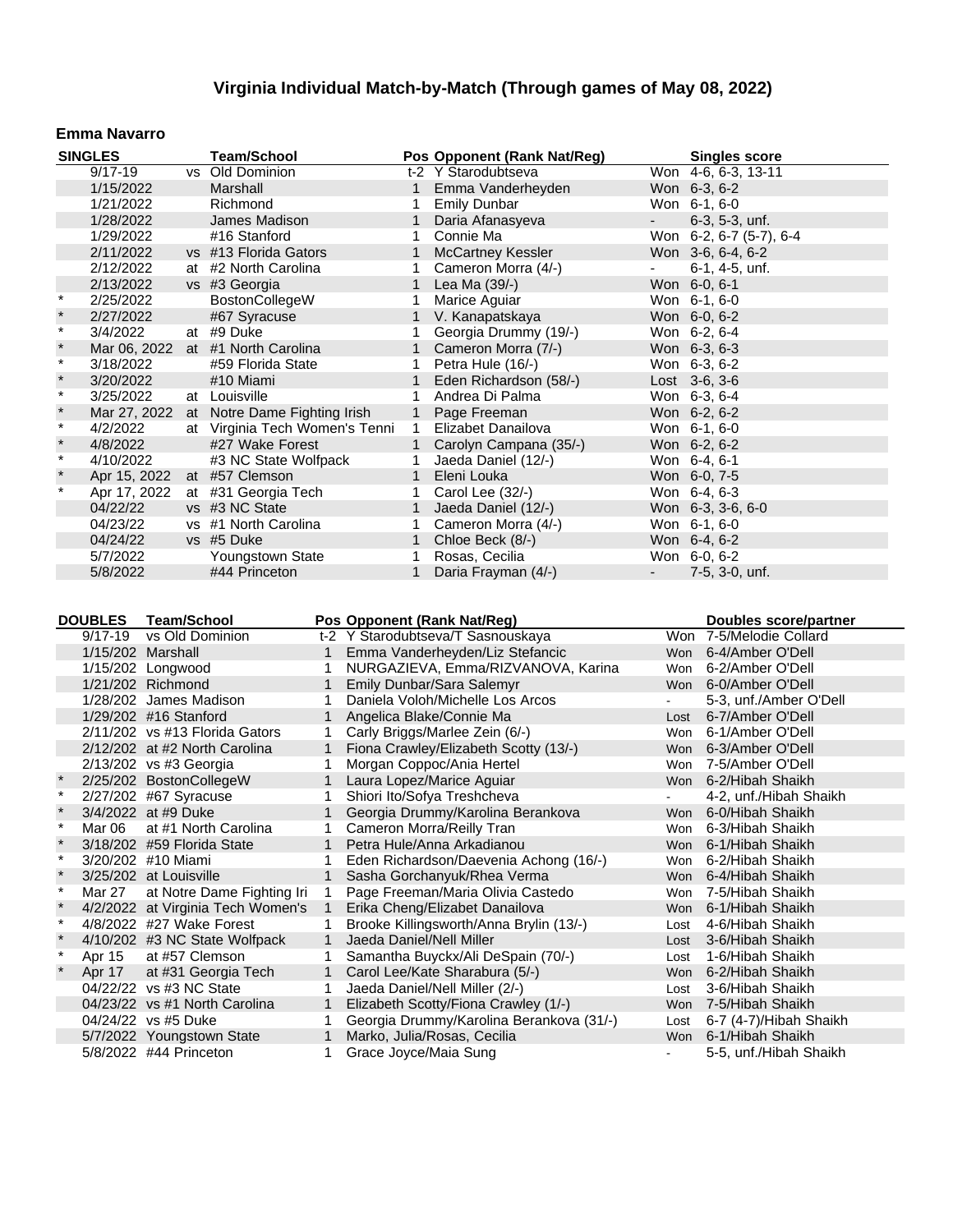# Virginia Individual Match-by-Match (Through games of May 08, 2022)

## Emma Navarro

| | SINGLES | | Team/School | Pos | Opponent (Rank Nat/Reg) | | Singles score |
|---|---|---|---|---|---|---|---|
| | 9/17-19 | vs | Old Dominion | t-2 | Y Starodubtseva | Won | 4-6, 6-3, 13-11 |
| | 1/15/2022 | | Marshall | 1 | Emma Vanderheyden | Won | 6-3, 6-2 |
| | 1/21/2022 | | Richmond | 1 | Emily Dunbar | Won | 6-1, 6-0 |
| | 1/28/2022 | | James Madison | 1 | Daria Afanasyeva | - | 6-3, 5-3, unf. |
| | 1/29/2022 | | #16 Stanford | 1 | Connie Ma | Won | 6-2, 6-7 (5-7), 6-4 |
| | 2/11/2022 | vs | #13 Florida Gators | 1 | McCartney Kessler | Won | 3-6, 6-4, 6-2 |
| | 2/12/2022 | at | #2 North Carolina | 1 | Cameron Morra (4/-) | - | 6-1, 4-5, unf. |
| | 2/13/2022 | vs | #3 Georgia | 1 | Lea Ma (39/-) | Won | 6-0, 6-1 |
| * | 2/25/2022 | | BostonCollegeW | 1 | Marice Aguiar | Won | 6-1, 6-0 |
| * | 2/27/2022 | | #67 Syracuse | 1 | V. Kanapatskaya | Won | 6-0, 6-2 |
| * | 3/4/2022 | at | #9 Duke | 1 | Georgia Drummy (19/-) | Won | 6-2, 6-4 |
| * | Mar 06, 2022 | at | #1 North Carolina | 1 | Cameron Morra (7/-) | Won | 6-3, 6-3 |
| * | 3/18/2022 | | #59 Florida State | 1 | Petra Hule (16/-) | Won | 6-3, 6-2 |
| * | 3/20/2022 | | #10 Miami | 1 | Eden Richardson (58/-) | Lost | 3-6, 3-6 |
| * | 3/25/2022 | at | Louisville | 1 | Andrea Di Palma | Won | 6-3, 6-4 |
| * | Mar 27, 2022 | at | Notre Dame Fighting Irish | 1 | Page Freeman | Won | 6-2, 6-2 |
| * | 4/2/2022 | at | Virginia Tech Women's Tenni | 1 | Elizabet Danailova | Won | 6-1, 6-0 |
| * | 4/8/2022 | | #27 Wake Forest | 1 | Carolyn Campana (35/-) | Won | 6-2, 6-2 |
| * | 4/10/2022 | | #3 NC State Wolfpack | 1 | Jaeda Daniel (12/-) | Won | 6-4, 6-1 |
| * | Apr 15, 2022 | at | #57 Clemson | 1 | Eleni Louka | Won | 6-0, 7-5 |
| * | Apr 17, 2022 | at | #31 Georgia Tech | 1 | Carol Lee (32/-) | Won | 6-4, 6-3 |
| | 04/22/22 | vs | #3 NC State | 1 | Jaeda Daniel (12/-) | Won | 6-3, 3-6, 6-0 |
| | 04/23/22 | vs | #1 North Carolina | 1 | Cameron Morra (4/-) | Won | 6-1, 6-0 |
| | 04/24/22 | vs | #5 Duke | 1 | Chloe Beck (8/-) | Won | 6-4, 6-2 |
| | 5/7/2022 | | Youngstown State | 1 | Rosas, Cecilia | Won | 6-0, 6-2 |
| | 5/8/2022 | | #44 Princeton | 1 | Daria Frayman (4/-) | - | 7-5, 3-0, unf. |

| | DOUBLES | Team/School | Pos | Opponent (Rank Nat/Reg) | | Doubles score/partner |
|---|---|---|---|---|---|---|
| | 9/17-19 | vs Old Dominion | t-2 | Y Starodubtseva/T Sasnouskaya | Won | 7-5/Melodie Collard |
| | 1/15/202 | Marshall | 1 | Emma Vanderheyden/Liz Stefancic | Won | 6-4/Amber O'Dell |
| | 1/15/202 | Longwood | 1 | NURGAZIEVA, Emma/RIZVANOVA, Karina | Won | 6-2/Amber O'Dell |
| | 1/21/202 | Richmond | 1 | Emily Dunbar/Sara Salemyr | Won | 6-0/Amber O'Dell |
| | 1/28/202 | James Madison | 1 | Daniela Voloh/Michelle Los Arcos | - | 5-3, unf./Amber O'Dell |
| | 1/29/202 | #16 Stanford | 1 | Angelica Blake/Connie Ma | Lost | 6-7/Amber O'Dell |
| | 2/11/202 | vs #13 Florida Gators | 1 | Carly Briggs/Marlee Zein (6/-) | Won | 6-1/Amber O'Dell |
| | 2/12/202 | at #2 North Carolina | 1 | Fiona Crawley/Elizabeth Scotty (13/-) | Won | 6-3/Amber O'Dell |
| | 2/13/202 | vs #3 Georgia | 1 | Morgan Coppoc/Ania Hertel | Won | 7-5/Amber O'Dell |
| * | 2/25/202 | BostonCollegeW | 1 | Laura Lopez/Marice Aguiar | Won | 6-2/Hibah Shaikh |
| * | 2/27/202 | #67 Syracuse | 1 | Shiori Ito/Sofya Treshcheva | - | 4-2, unf./Hibah Shaikh |
| * | 3/4/2022 | at #9 Duke | 1 | Georgia Drummy/Karolina Berankova | Won | 6-0/Hibah Shaikh |
| * | Mar 06 | at #1 North Carolina | 1 | Cameron Morra/Reilly Tran | Won | 6-3/Hibah Shaikh |
| * | 3/18/202 | #59 Florida State | 1 | Petra Hule/Anna Arkadianou | Won | 6-1/Hibah Shaikh |
| * | 3/20/202 | #10 Miami | 1 | Eden Richardson/Daevenia Achong (16/-) | Won | 6-2/Hibah Shaikh |
| * | 3/25/202 | at Louisville | 1 | Sasha Gorchanyuk/Rhea Verma | Won | 6-4/Hibah Shaikh |
| * | Mar 27 | at Notre Dame Fighting Iri | 1 | Page Freeman/Maria Olivia Castedo | Won | 7-5/Hibah Shaikh |
| * | 4/2/2022 | at Virginia Tech Women's | 1 | Erika Cheng/Elizabet Danailova | Won | 6-1/Hibah Shaikh |
| * | 4/8/2022 | #27 Wake Forest | 1 | Brooke Killingsworth/Anna Brylin (13/-) | Lost | 4-6/Hibah Shaikh |
| * | 4/10/202 | #3 NC State Wolfpack | 1 | Jaeda Daniel/Nell Miller | Lost | 3-6/Hibah Shaikh |
| * | Apr 15 | at #57 Clemson | 1 | Samantha Buyckx/Ali DeSpain (70/-) | Lost | 1-6/Hibah Shaikh |
| * | Apr 17 | at #31 Georgia Tech | 1 | Carol Lee/Kate Sharabura (5/-) | Won | 6-2/Hibah Shaikh |
| | 04/22/22 | vs #3 NC State | 1 | Jaeda Daniel/Nell Miller (2/-) | Lost | 3-6/Hibah Shaikh |
| | 04/23/22 | vs #1 North Carolina | 1 | Elizabeth Scotty/Fiona Crawley (1/-) | Won | 7-5/Hibah Shaikh |
| | 04/24/22 | vs #5 Duke | 1 | Georgia Drummy/Karolina Berankova (31/-) | Lost | 6-7 (4-7)/Hibah Shaikh |
| | 5/7/2022 | Youngstown State | 1 | Marko, Julia/Rosas, Cecilia | Won | 6-1/Hibah Shaikh |
| | 5/8/2022 | #44 Princeton | 1 | Grace Joyce/Maia Sung | - | 5-5, unf./Hibah Shaikh |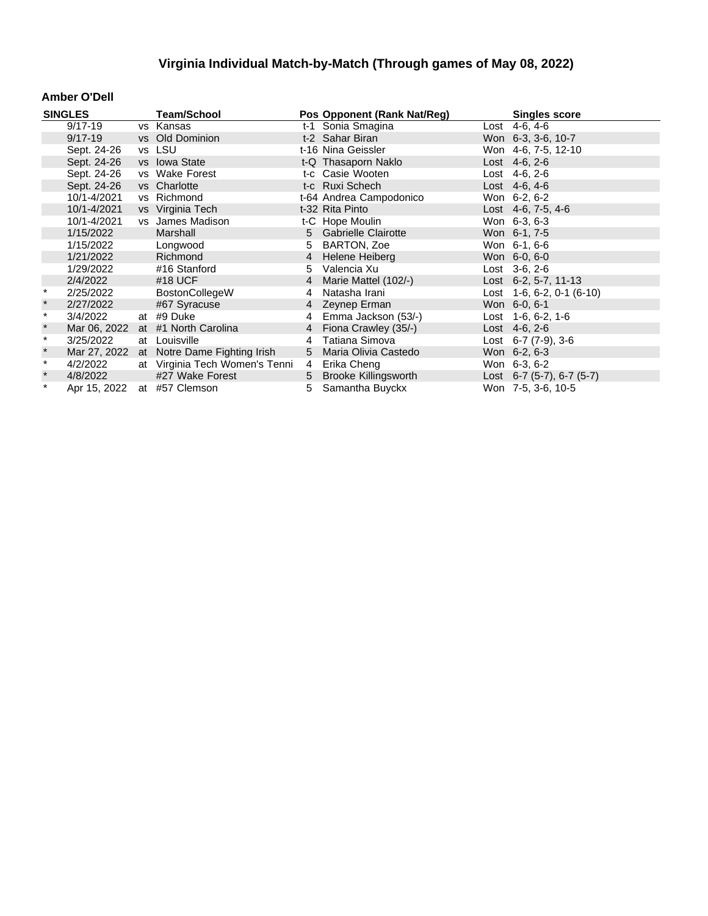# Virginia Individual Match-by-Match (Through games of May 08, 2022)

### Amber O'Dell

| SINGLES | | | Team/School | Pos | Opponent (Rank Nat/Reg) | | Singles score |
|---|---|---|---|---|---|---|---|
| | 9/17-19 | vs | Kansas | t-1 | Sonia Smagina | Lost | 4-6, 4-6 |
| | 9/17-19 | vs | Old Dominion | t-2 | Sahar Biran | Won | 6-3, 3-6, 10-7 |
| | Sept. 24-26 | vs | LSU | t-16 | Nina Geissler | Won | 4-6, 7-5, 12-10 |
| | Sept. 24-26 | vs | Iowa State | t-Q | Thasaporn Naklo | Lost | 4-6, 2-6 |
| | Sept. 24-26 | vs | Wake Forest | t-c | Casie Wooten | Lost | 4-6, 2-6 |
| | Sept. 24-26 | vs | Charlotte | t-c | Ruxi Schech | Lost | 4-6, 4-6 |
| | 10/1-4/2021 | vs | Richmond | t-64 | Andrea Campodonico | Won | 6-2, 6-2 |
| | 10/1-4/2021 | vs | Virginia Tech | t-32 | Rita Pinto | Lost | 4-6, 7-5, 4-6 |
| | 10/1-4/2021 | vs | James Madison | t-C | Hope Moulin | Won | 6-3, 6-3 |
| | 1/15/2022 | | Marshall | 5 | Gabrielle Clairotte | Won | 6-1, 7-5 |
| | 1/15/2022 | | Longwood | 5 | BARTON, Zoe | Won | 6-1, 6-6 |
| | 1/21/2022 | | Richmond | 4 | Helene Heiberg | Won | 6-0, 6-0 |
| | 1/29/2022 | | #16 Stanford | 5 | Valencia Xu | Lost | 3-6, 2-6 |
| | 2/4/2022 | | #18 UCF | 4 | Marie Mattel (102/-) | Lost | 6-2, 5-7, 11-13 |
| * | 2/25/2022 | | BostonCollegeW | 4 | Natasha Irani | Lost | 1-6, 6-2, 0-1 (6-10) |
| * | 2/27/2022 | | #67 Syracuse | 4 | Zeynep Erman | Won | 6-0, 6-1 |
| * | 3/4/2022 | at | #9 Duke | 4 | Emma Jackson (53/-) | Lost | 1-6, 6-2, 1-6 |
| * | Mar 06, 2022 | at | #1 North Carolina | 4 | Fiona Crawley (35/-) | Lost | 4-6, 2-6 |
| * | 3/25/2022 | at | Louisville | 4 | Tatiana Simova | Lost | 6-7 (7-9), 3-6 |
| * | Mar 27, 2022 | at | Notre Dame Fighting Irish | 5 | Maria Olivia Castedo | Won | 6-2, 6-3 |
| * | 4/2/2022 | at | Virginia Tech Women's Tenni | 4 | Erika Cheng | Won | 6-3, 6-2 |
| * | 4/8/2022 | | #27 Wake Forest | 5 | Brooke Killingsworth | Lost | 6-7 (5-7), 6-7 (5-7) |
| * | Apr 15, 2022 | at | #57 Clemson | 5 | Samantha Buyckx | Won | 7-5, 3-6, 10-5 |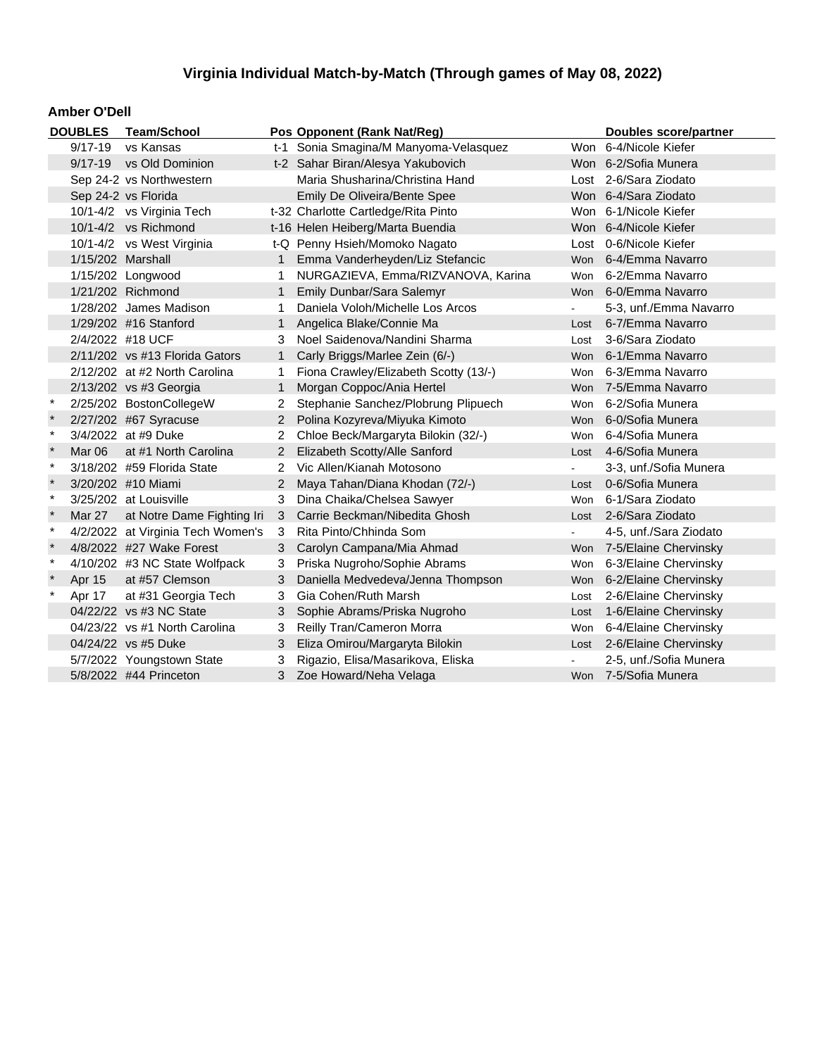# Virginia Individual Match-by-Match (Through games of May 08, 2022)

## Amber O'Dell

| | DOUBLES | Team/School | Pos | Opponent (Rank Nat/Reg) | | Doubles score/partner |
|---|---|---|---|---|---|---|
| | 9/17-19 | vs Kansas | t-1 | Sonia Smagina/M Manyoma-Velasquez | Won | 6-4/Nicole Kiefer |
| | 9/17-19 | vs Old Dominion | t-2 | Sahar Biran/Alesya Yakubovich | Won | 6-2/Sofia Munera |
| | Sep 24-2 | vs Northwestern | | Maria Shusharina/Christina Hand | Lost | 2-6/Sara Ziodato |
| | Sep 24-2 | vs Florida | | Emily De Oliveira/Bente Spee | Won | 6-4/Sara Ziodato |
| | 10/1-4/2 | vs Virginia Tech | t-32 | Charlotte Cartledge/Rita Pinto | Won | 6-1/Nicole Kiefer |
| | 10/1-4/2 | vs Richmond | t-16 | Helen Heiberg/Marta Buendia | Won | 6-4/Nicole Kiefer |
| | 10/1-4/2 | vs West Virginia | t-Q | Penny Hsieh/Momoko Nagato | Lost | 0-6/Nicole Kiefer |
| | 1/15/202 | Marshall | 1 | Emma Vanderheyden/Liz Stefancic | Won | 6-4/Emma Navarro |
| | 1/15/202 | Longwood | 1 | NURGAZIEVA, Emma/RIZVANOVA, Karina | Won | 6-2/Emma Navarro |
| | 1/21/202 | Richmond | 1 | Emily Dunbar/Sara Salemyr | Won | 6-0/Emma Navarro |
| | 1/28/202 | James Madison | 1 | Daniela Voloh/Michelle Los Arcos | - | 5-3, unf./Emma Navarro |
| | 1/29/202 | #16 Stanford | 1 | Angelica Blake/Connie Ma | Lost | 6-7/Emma Navarro |
| | 2/4/2022 | #18 UCF | 3 | Noel Saidenova/Nandini Sharma | Lost | 3-6/Sara Ziodato |
| | 2/11/202 | vs #13 Florida Gators | 1 | Carly Briggs/Marlee Zein (6/-) | Won | 6-1/Emma Navarro |
| | 2/12/202 | at #2 North Carolina | 1 | Fiona Crawley/Elizabeth Scotty (13/-) | Won | 6-3/Emma Navarro |
| | 2/13/202 | vs #3 Georgia | 1 | Morgan Coppoc/Ania Hertel | Won | 7-5/Emma Navarro |
| * | 2/25/202 | BostonCollegeW | 2 | Stephanie Sanchez/Plobrung Plipuech | Won | 6-2/Sofia Munera |
| * | 2/27/202 | #67 Syracuse | 2 | Polina Kozyreva/Miyuka Kimoto | Won | 6-0/Sofia Munera |
| * | 3/4/2022 | at #9 Duke | 2 | Chloe Beck/Margaryta Bilokin (32/-) | Won | 6-4/Sofia Munera |
| * | Mar 06 | at #1 North Carolina | 2 | Elizabeth Scotty/Alle Sanford | Lost | 4-6/Sofia Munera |
| * | 3/18/202 | #59 Florida State | 2 | Vic Allen/Kianah Motosono | - | 3-3, unf./Sofia Munera |
| * | 3/20/202 | #10 Miami | 2 | Maya Tahan/Diana Khodan (72/-) | Lost | 0-6/Sofia Munera |
| * | 3/25/202 | at Louisville | 3 | Dina Chaika/Chelsea Sawyer | Won | 6-1/Sara Ziodato |
| * | Mar 27 | at Notre Dame Fighting Iri | 3 | Carrie Beckman/Nibedita Ghosh | Lost | 2-6/Sara Ziodato |
| * | 4/2/2022 | at Virginia Tech Women's | 3 | Rita Pinto/Chhinda Som | - | 4-5, unf./Sara Ziodato |
| * | 4/8/2022 | #27 Wake Forest | 3 | Carolyn Campana/Mia Ahmad | Won | 7-5/Elaine Chervinsky |
| * | 4/10/202 | #3 NC State Wolfpack | 3 | Priska Nugroho/Sophie Abrams | Won | 6-3/Elaine Chervinsky |
| * | Apr 15 | at #57 Clemson | 3 | Daniella Medvedeva/Jenna Thompson | Won | 6-2/Elaine Chervinsky |
| * | Apr 17 | at #31 Georgia Tech | 3 | Gia Cohen/Ruth Marsh | Lost | 2-6/Elaine Chervinsky |
| | 04/22/22 | vs #3 NC State | 3 | Sophie Abrams/Priska Nugroho | Lost | 1-6/Elaine Chervinsky |
| | 04/23/22 | vs #1 North Carolina | 3 | Reilly Tran/Cameron Morra | Won | 6-4/Elaine Chervinsky |
| | 04/24/22 | vs #5 Duke | 3 | Eliza Omirou/Margaryta Bilokin | Lost | 2-6/Elaine Chervinsky |
| | 5/7/2022 | Youngstown State | 3 | Rigazio, Elisa/Masarikova, Eliska | - | 2-5, unf./Sofia Munera |
| | 5/8/2022 | #44 Princeton | 3 | Zoe Howard/Neha Velaga | Won | 7-5/Sofia Munera |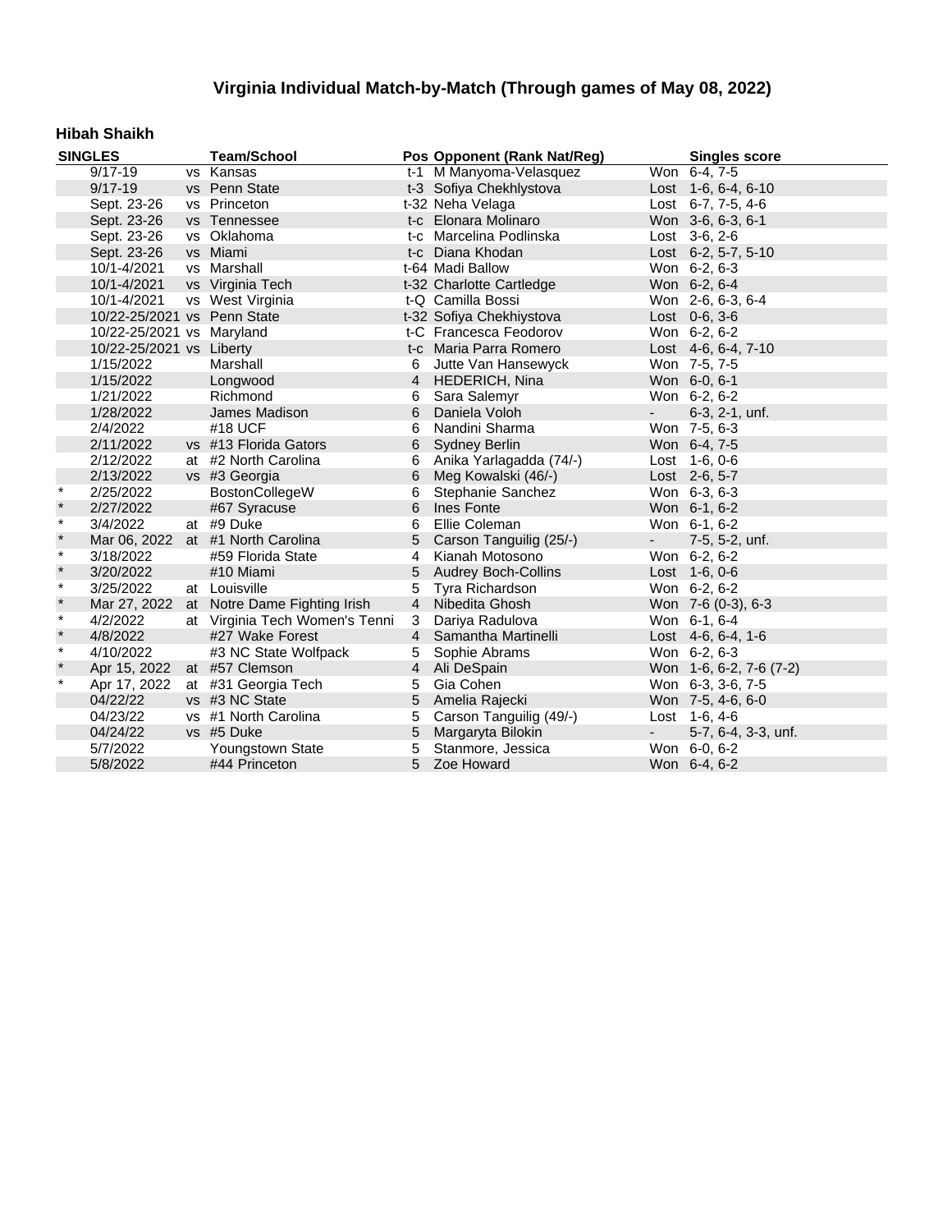# Virginia Individual Match-by-Match (Through games of May 08, 2022)

## Hibah Shaikh

| SINGLES | | | Team/School | Pos | Opponent (Rank Nat/Reg) | | Singles score |
|---|---|---|---|---|---|---|---|
| | 9/17-19 | vs | Kansas | t-1 | M Manyoma-Velasquez | Won | 6-4, 7-5 |
| | 9/17-19 | vs | Penn State | t-3 | Sofiya Chekhlystova | Lost | 1-6, 6-4, 6-10 |
| | Sept. 23-26 | vs | Princeton | t-32 | Neha Velaga | Lost | 6-7, 7-5, 4-6 |
| | Sept. 23-26 | vs | Tennessee | t-c | Elonara Molinaro | Won | 3-6, 6-3, 6-1 |
| | Sept. 23-26 | vs | Oklahoma | t-c | Marcelina Podlinska | Lost | 3-6, 2-6 |
| | Sept. 23-26 | vs | Miami | t-c | Diana Khodan | Lost | 6-2, 5-7, 5-10 |
| | 10/1-4/2021 | vs | Marshall | t-64 | Madi Ballow | Won | 6-2, 6-3 |
| | 10/1-4/2021 | vs | Virginia Tech | t-32 | Charlotte Cartledge | Won | 6-2, 6-4 |
| | 10/1-4/2021 | vs | West Virginia | t-Q | Camilla Bossi | Won | 2-6, 6-3, 6-4 |
| | 10/22-25/2021 | vs | Penn State | t-32 | Sofiya Chekhiystova | Lost | 0-6, 3-6 |
| | 10/22-25/2021 | vs | Maryland | t-C | Francesca Feodorov | Won | 6-2, 6-2 |
| | 10/22-25/2021 | vs | Liberty | t-c | Maria Parra Romero | Lost | 4-6, 6-4, 7-10 |
| | 1/15/2022 | | Marshall | 6 | Jutte Van Hansewyck | Won | 7-5, 7-5 |
| | 1/15/2022 | | Longwood | 4 | HEDERICH, Nina | Won | 6-0, 6-1 |
| | 1/21/2022 | | Richmond | 6 | Sara Salemyr | Won | 6-2, 6-2 |
| | 1/28/2022 | | James Madison | 6 | Daniela Voloh | - | 6-3, 2-1, unf. |
| | 2/4/2022 | | #18 UCF | 6 | Nandini Sharma | Won | 7-5, 6-3 |
| | 2/11/2022 | vs | #13 Florida Gators | 6 | Sydney Berlin | Won | 6-4, 7-5 |
| | 2/12/2022 | at | #2 North Carolina | 6 | Anika Yarlagadda (74/-) | Lost | 1-6, 0-6 |
| | 2/13/2022 | vs | #3 Georgia | 6 | Meg Kowalski (46/-) | Lost | 2-6, 5-7 |
| * | 2/25/2022 | | BostonCollegeW | 6 | Stephanie Sanchez | Won | 6-3, 6-3 |
| * | 2/27/2022 | | #67 Syracuse | 6 | Ines Fonte | Won | 6-1, 6-2 |
| * | 3/4/2022 | at | #9 Duke | 6 | Ellie Coleman | Won | 6-1, 6-2 |
| * | Mar 06, 2022 | at | #1 North Carolina | 5 | Carson Tanguilig (25/-) | - | 7-5, 5-2, unf. |
| * | 3/18/2022 | | #59 Florida State | 4 | Kianah Motosono | Won | 6-2, 6-2 |
| * | 3/20/2022 | | #10 Miami | 5 | Audrey Boch-Collins | Lost | 1-6, 0-6 |
| * | 3/25/2022 | at | Louisville | 5 | Tyra Richardson | Won | 6-2, 6-2 |
| * | Mar 27, 2022 | at | Notre Dame Fighting Irish | 4 | Nibedita Ghosh | Won | 7-6 (0-3), 6-3 |
| * | 4/2/2022 | at | Virginia Tech Women's Tenni | 3 | Dariya Radulova | Won | 6-1, 6-4 |
| * | 4/8/2022 | | #27 Wake Forest | 4 | Samantha Martinelli | Lost | 4-6, 6-4, 1-6 |
| * | 4/10/2022 | | #3 NC State Wolfpack | 5 | Sophie Abrams | Won | 6-2, 6-3 |
| * | Apr 15, 2022 | at | #57 Clemson | 4 | Ali DeSpain | Won | 1-6, 6-2, 7-6 (7-2) |
| * | Apr 17, 2022 | at | #31 Georgia Tech | 5 | Gia Cohen | Won | 6-3, 3-6, 7-5 |
| | 04/22/22 | vs | #3 NC State | 5 | Amelia Rajecki | Won | 7-5, 4-6, 6-0 |
| | 04/23/22 | vs | #1 North Carolina | 5 | Carson Tanguilig (49/-) | Lost | 1-6, 4-6 |
| | 04/24/22 | vs | #5 Duke | 5 | Margaryta Bilokin | - | 5-7, 6-4, 3-3, unf. |
| | 5/7/2022 | | Youngstown State | 5 | Stanmore, Jessica | Won | 6-0, 6-2 |
| | 5/8/2022 | | #44 Princeton | 5 | Zoe Howard | Won | 6-4, 6-2 |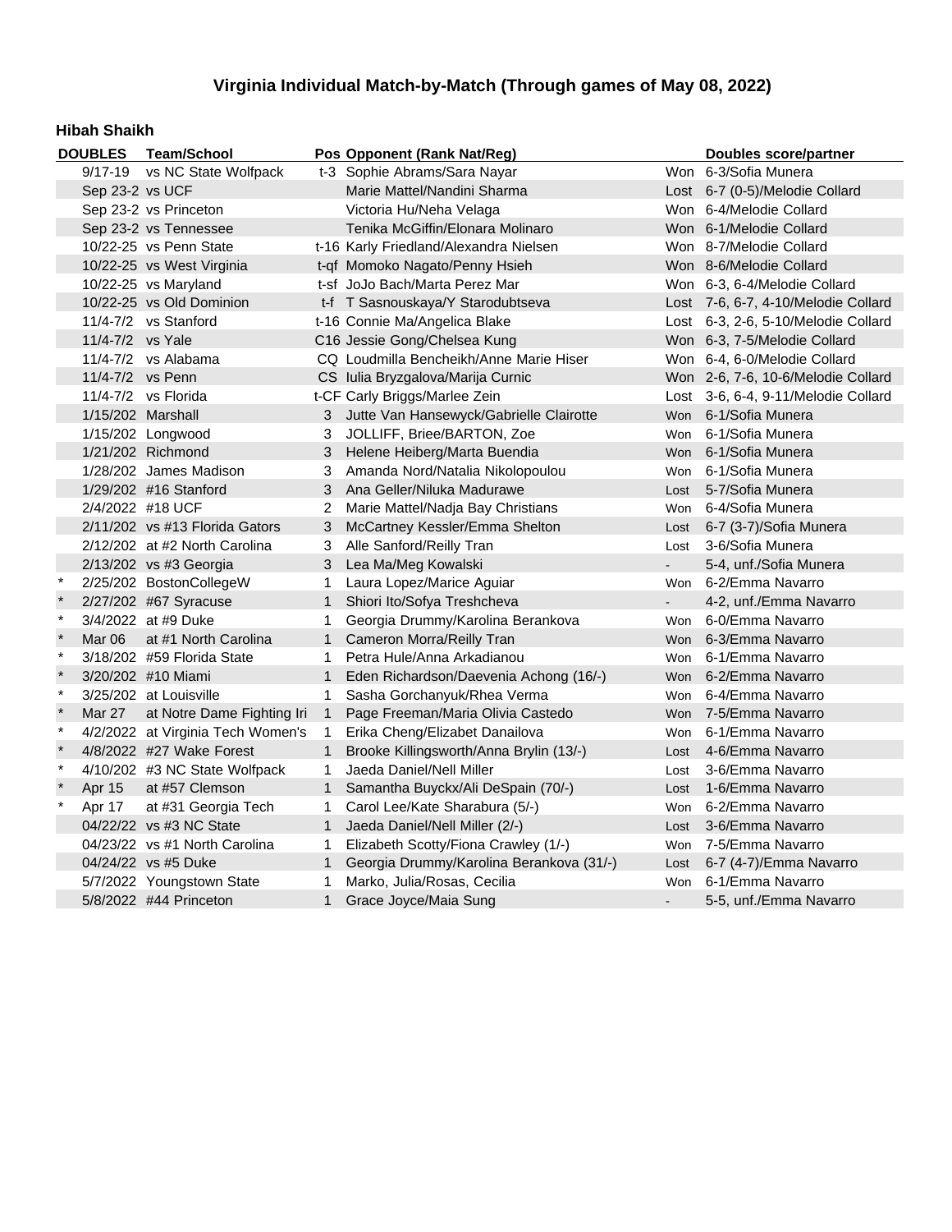## Virginia Individual Match-by-Match (Through games of May 08, 2022)

### Hibah Shaikh

| | DOUBLES | Team/School | Pos | Opponent (Rank Nat/Reg) | | Doubles score/partner |
|---|---|---|---|---|---|---|
| | 9/17-19 | vs NC State Wolfpack | t-3 | Sophie Abrams/Sara Nayar | Won | 6-3/Sofia Munera |
| | Sep 23-2 | vs UCF | | Marie Mattel/Nandini Sharma | Lost | 6-7 (0-5)/Melodie Collard |
| | Sep 23-2 | vs Princeton | | Victoria Hu/Neha Velaga | Won | 6-4/Melodie Collard |
| | Sep 23-2 | vs Tennessee | | Tenika McGiffin/Elonara Molinaro | Won | 6-1/Melodie Collard |
| | 10/22-25 | vs Penn State | t-16 | Karly Friedland/Alexandra Nielsen | Won | 8-7/Melodie Collard |
| | 10/22-25 | vs West Virginia | t-qf | Momoko Nagato/Penny Hsieh | Won | 8-6/Melodie Collard |
| | 10/22-25 | vs Maryland | t-sf | JoJo Bach/Marta Perez Mar | Won | 6-3, 6-4/Melodie Collard |
| | 10/22-25 | vs Old Dominion | t-f | T Sasnouskaya/Y Starodubtseva | Lost | 7-6, 6-7, 4-10/Melodie Collard |
| | 11/4-7/2 | vs Stanford | t-16 | Connie Ma/Angelica Blake | Lost | 6-3, 2-6, 5-10/Melodie Collard |
| | 11/4-7/2 | vs Yale | C16 | Jessie Gong/Chelsea Kung | Won | 6-3, 7-5/Melodie Collard |
| | 11/4-7/2 | vs Alabama | CQ | Loudmilla Bencheikh/Anne Marie Hiser | Won | 6-4, 6-0/Melodie Collard |
| | 11/4-7/2 | vs Penn | CS | Iulia Bryzgalova/Marija Curnic | Won | 2-6, 7-6, 10-6/Melodie Collard |
| | 11/4-7/2 | vs Florida | t-CF | Carly Briggs/Marlee Zein | Lost | 3-6, 6-4, 9-11/Melodie Collard |
| | 1/15/202 | Marshall | 3 | Jutte Van Hansewyck/Gabrielle Clairotte | Won | 6-1/Sofia Munera |
| | 1/15/202 | Longwood | 3 | JOLLIFF, Briee/BARTON, Zoe | Won | 6-1/Sofia Munera |
| | 1/21/202 | Richmond | 3 | Helene Heiberg/Marta Buendia | Won | 6-1/Sofia Munera |
| | 1/28/202 | James Madison | 3 | Amanda Nord/Natalia Nikolopoulou | Won | 6-1/Sofia Munera |
| | 1/29/202 | #16 Stanford | 3 | Ana Geller/Niluka Madurawe | Lost | 5-7/Sofia Munera |
| | 2/4/2022 | #18 UCF | 2 | Marie Mattel/Nadja Bay Christians | Won | 6-4/Sofia Munera |
| | 2/11/202 | vs #13 Florida Gators | 3 | McCartney Kessler/Emma Shelton | Lost | 6-7 (3-7)/Sofia Munera |
| | 2/12/202 | at #2 North Carolina | 3 | Alle Sanford/Reilly Tran | Lost | 3-6/Sofia Munera |
| | 2/13/202 | vs #3 Georgia | 3 | Lea Ma/Meg Kowalski | - | 5-4, unf./Sofia Munera |
| * | 2/25/202 | BostonCollegeW | 1 | Laura Lopez/Marice Aguiar | Won | 6-2/Emma Navarro |
| * | 2/27/202 | #67 Syracuse | 1 | Shiori Ito/Sofya Treshcheva | - | 4-2, unf./Emma Navarro |
| * | 3/4/2022 | at #9 Duke | 1 | Georgia Drummy/Karolina Berankova | Won | 6-0/Emma Navarro |
| * | Mar 06 | at #1 North Carolina | 1 | Cameron Morra/Reilly Tran | Won | 6-3/Emma Navarro |
| * | 3/18/202 | #59 Florida State | 1 | Petra Hule/Anna Arkadianou | Won | 6-1/Emma Navarro |
| * | 3/20/202 | #10 Miami | 1 | Eden Richardson/Daevenia Achong (16/-) | Won | 6-2/Emma Navarro |
| * | 3/25/202 | at Louisville | 1 | Sasha Gorchanyuk/Rhea Verma | Won | 6-4/Emma Navarro |
| * | Mar 27 | at Notre Dame Fighting Iri | 1 | Page Freeman/Maria Olivia Castedo | Won | 7-5/Emma Navarro |
| * | 4/2/2022 | at Virginia Tech Women's | 1 | Erika Cheng/Elizabet Danailova | Won | 6-1/Emma Navarro |
| * | 4/8/2022 | #27 Wake Forest | 1 | Brooke Killingsworth/Anna Brylin (13/-) | Lost | 4-6/Emma Navarro |
| * | 4/10/202 | #3 NC State Wolfpack | 1 | Jaeda Daniel/Nell Miller | Lost | 3-6/Emma Navarro |
| * | Apr 15 | at #57 Clemson | 1 | Samantha Buyckx/Ali DeSpain (70/-) | Lost | 1-6/Emma Navarro |
| * | Apr 17 | at #31 Georgia Tech | 1 | Carol Lee/Kate Sharabura (5/-) | Won | 6-2/Emma Navarro |
| | 04/22/22 | vs #3 NC State | 1 | Jaeda Daniel/Nell Miller (2/-) | Lost | 3-6/Emma Navarro |
| | 04/23/22 | vs #1 North Carolina | 1 | Elizabeth Scotty/Fiona Crawley (1/-) | Won | 7-5/Emma Navarro |
| | 04/24/22 | vs #5 Duke | 1 | Georgia Drummy/Karolina Berankova (31/-) | Lost | 6-7 (4-7)/Emma Navarro |
| | 5/7/2022 | Youngstown State | 1 | Marko, Julia/Rosas, Cecilia | Won | 6-1/Emma Navarro |
| | 5/8/2022 | #44 Princeton | 1 | Grace Joyce/Maia Sung | - | 5-5, unf./Emma Navarro |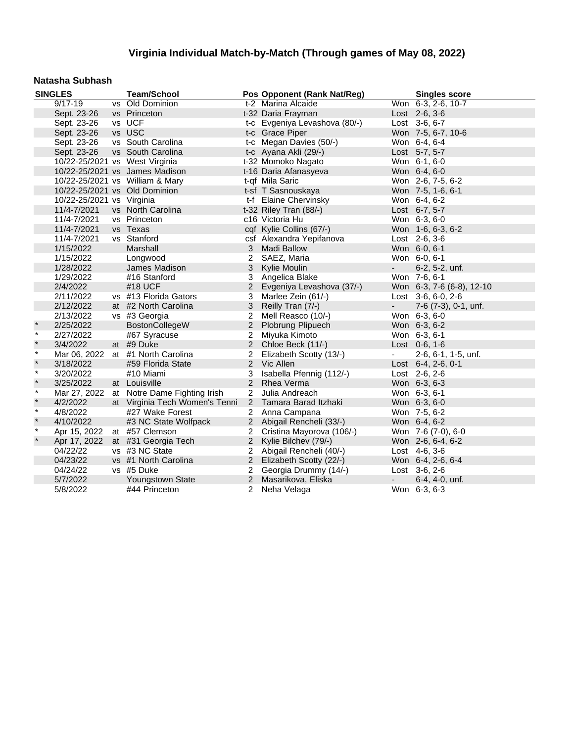# Virginia Individual Match-by-Match (Through games of May 08, 2022)

## Natasha Subhash

| SINGLES | | | Team/School | Pos | Opponent (Rank Nat/Reg) | | Singles score |
|---|---|---|---|---|---|---|---|
| | 9/17-19 | vs | Old Dominion | t-2 | Marina Alcaide | Won | 6-3, 2-6, 10-7 |
| | Sept. 23-26 | vs | Princeton | t-32 | Daria Frayman | Lost | 2-6, 3-6 |
| | Sept. 23-26 | vs | UCF | t-c | Evgeniya Levashova (80/-) | Lost | 3-6, 6-7 |
| | Sept. 23-26 | vs | USC | t-c | Grace Piper | Won | 7-5, 6-7, 10-6 |
| | Sept. 23-26 | vs | South Carolina | t-c | Megan Davies (50/-) | Won | 6-4, 6-4 |
| | Sept. 23-26 | vs | South Carolina | t-c | Ayana Akli (29/-) | Lost | 5-7, 5-7 |
| | 10/22-25/2021 | vs | West Virginia | t-32 | Momoko Nagato | Won | 6-1, 6-0 |
| | 10/22-25/2021 | vs | James Madison | t-16 | Daria Afanasyeva | Won | 6-4, 6-0 |
| | 10/22-25/2021 | vs | William & Mary | t-qf | Mila Saric | Won | 2-6, 7-5, 6-2 |
| | 10/22-25/2021 | vs | Old Dominion | t-sf | T Sasnouskaya | Won | 7-5, 1-6, 6-1 |
| | 10/22-25/2021 | vs | Virginia | t-f | Elaine Chervinsky | Won | 6-4, 6-2 |
| | 11/4-7/2021 | vs | North Carolina | t-32 | Riley Tran (88/-) | Lost | 6-7, 5-7 |
| | 11/4-7/2021 | vs | Princeton | c16 | Victoria Hu | Won | 6-3, 6-0 |
| | 11/4-7/2021 | vs | Texas | cqf | Kylie Collins (67/-) | Won | 1-6, 6-3, 6-2 |
| | 11/4-7/2021 | vs | Stanford | csf | Alexandra Yepifanova | Lost | 2-6, 3-6 |
| | 1/15/2022 | | Marshall | 3 | Madi Ballow | Won | 6-0, 6-1 |
| | 1/15/2022 | | Longwood | 2 | SAEZ, Maria | Won | 6-0, 6-1 |
| | 1/28/2022 | | James Madison | 3 | Kylie Moulin | - | 6-2, 5-2, unf. |
| | 1/29/2022 | | #16 Stanford | 3 | Angelica Blake | Won | 7-6, 6-1 |
| | 2/4/2022 | | #18 UCF | 2 | Evgeniya Levashova (37/-) | Won | 6-3, 7-6 (6-8), 12-10 |
| | 2/11/2022 | vs | #13 Florida Gators | 3 | Marlee Zein (61/-) | Lost | 3-6, 6-0, 2-6 |
| | 2/12/2022 | at | #2 North Carolina | 3 | Reilly Tran (7/-) | - | 7-6 (7-3), 0-1, unf. |
| | 2/13/2022 | vs | #3 Georgia | 2 | Mell Reasco (10/-) | Won | 6-3, 6-0 |
| * | 2/25/2022 | | BostonCollegeW | 2 | Plobrung Plipuech | Won | 6-3, 6-2 |
| * | 2/27/2022 | | #67 Syracuse | 2 | Miyuka Kimoto | Won | 6-3, 6-1 |
| * | 3/4/2022 | at | #9 Duke | 2 | Chloe Beck (11/-) | Lost | 0-6, 1-6 |
| * | Mar 06, 2022 | at | #1 North Carolina | 2 | Elizabeth Scotty (13/-) | - | 2-6, 6-1, 1-5, unf. |
| * | 3/18/2022 | | #59 Florida State | 2 | Vic Allen | Lost | 6-4, 2-6, 0-1 |
| * | 3/20/2022 | | #10 Miami | 3 | Isabella Pfennig (112/-) | Lost | 2-6, 2-6 |
| * | 3/25/2022 | at | Louisville | 2 | Rhea Verma | Won | 6-3, 6-3 |
| * | Mar 27, 2022 | at | Notre Dame Fighting Irish | 2 | Julia Andreach | Won | 6-3, 6-1 |
| * | 4/2/2022 | at | Virginia Tech Women's Tenni | 2 | Tamara Barad Itzhaki | Won | 6-3, 6-0 |
| * | 4/8/2022 | | #27 Wake Forest | 2 | Anna Campana | Won | 7-5, 6-2 |
| * | 4/10/2022 | | #3 NC State Wolfpack | 2 | Abigail Rencheli (33/-) | Won | 6-4, 6-2 |
| * | Apr 15, 2022 | at | #57 Clemson | 2 | Cristina Mayorova (106/-) | Won | 7-6 (7-0), 6-0 |
| * | Apr 17, 2022 | at | #31 Georgia Tech | 2 | Kylie Bilchev (79/-) | Won | 2-6, 6-4, 6-2 |
| | 04/22/22 | vs | #3 NC State | 2 | Abigail Rencheli (40/-) | Lost | 4-6, 3-6 |
| | 04/23/22 | vs | #1 North Carolina | 2 | Elizabeth Scotty (22/-) | Won | 6-4, 2-6, 6-4 |
| | 04/24/22 | vs | #5 Duke | 2 | Georgia Drummy (14/-) | Lost | 3-6, 2-6 |
| | 5/7/2022 | | Youngstown State | 2 | Masarikova, Eliska | - | 6-4, 4-0, unf. |
| | 5/8/2022 | | #44 Princeton | 2 | Neha Velaga | Won | 6-3, 6-3 |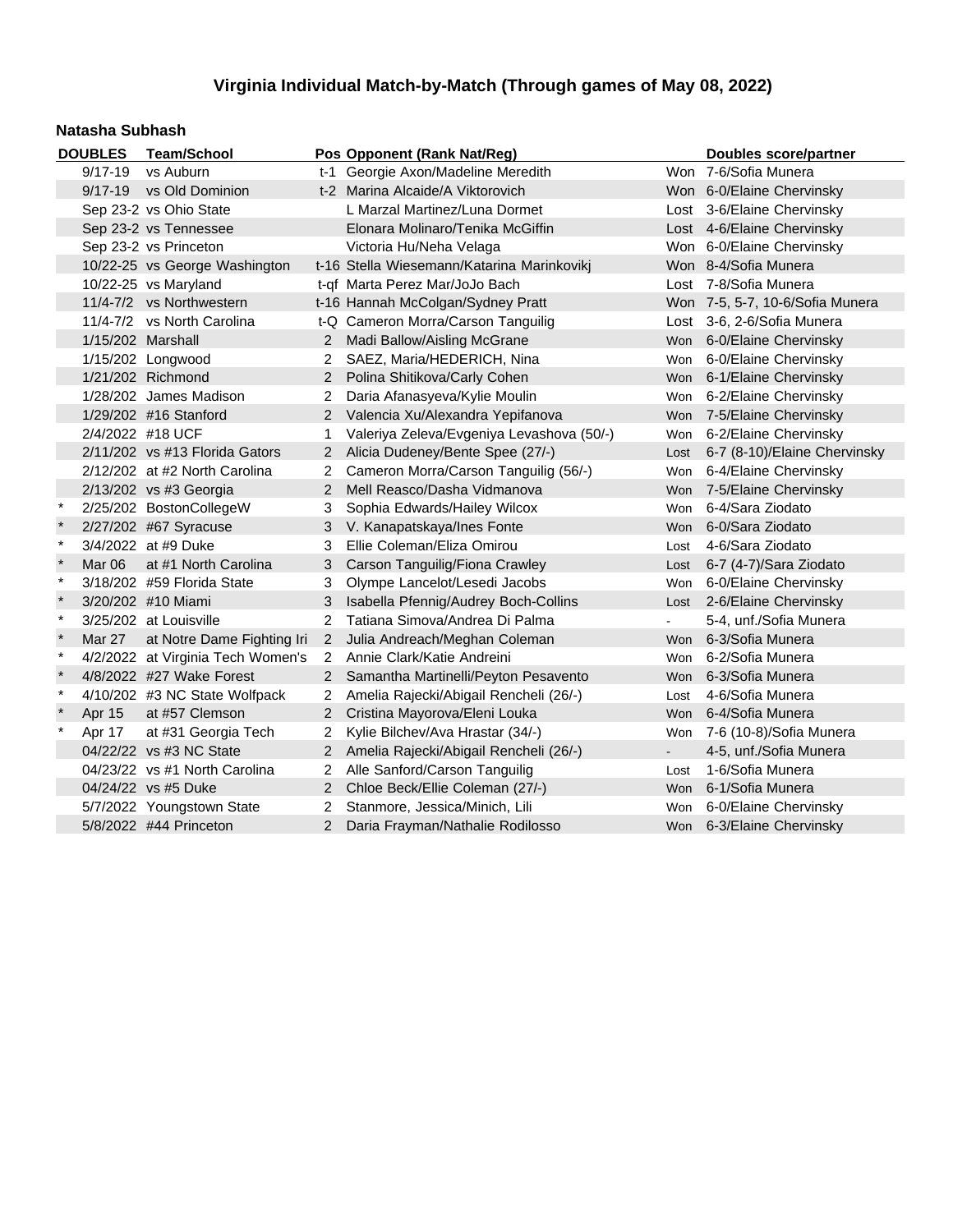# Virginia Individual Match-by-Match (Through games of May 08, 2022)

## Natasha Subhash

| DOUBLES | Team/School | | Pos | Opponent (Rank Nat/Reg) | | Doubles score/partner |
|---|---|---|---|---|---|---|
| | 9/17-19 | vs Auburn | t-1 | Georgie Axon/Madeline Meredith | Won | 7-6/Sofia Munera |
| | 9/17-19 | vs Old Dominion | t-2 | Marina Alcaide/A Viktorovich | Won | 6-0/Elaine Chervinsky |
| | Sep 23-2 | vs Ohio State | | L Marzal Martinez/Luna Dormet | Lost | 3-6/Elaine Chervinsky |
| | Sep 23-2 | vs Tennessee | | Elonara Molinaro/Tenika McGiffin | Lost | 4-6/Elaine Chervinsky |
| | Sep 23-2 | vs Princeton | | Victoria Hu/Neha Velaga | Won | 6-0/Elaine Chervinsky |
| | 10/22-25 | vs George Washington | t-16 | Stella Wiesemann/Katarina Marinkovikj | Won | 8-4/Sofia Munera |
| | 10/22-25 | vs Maryland | t-qf | Marta Perez Mar/JoJo Bach | Lost | 7-8/Sofia Munera |
| | 11/4-7/2 | vs Northwestern | t-16 | Hannah McColgan/Sydney Pratt | Won | 7-5, 5-7, 10-6/Sofia Munera |
| | 11/4-7/2 | vs North Carolina | t-Q | Cameron Morra/Carson Tanguilig | Lost | 3-6, 2-6/Sofia Munera |
| | 1/15/202 | Marshall | 2 | Madi Ballow/Aisling McGrane | Won | 6-0/Elaine Chervinsky |
| | 1/15/202 | Longwood | 2 | SAEZ, Maria/HEDERICH, Nina | Won | 6-0/Elaine Chervinsky |
| | 1/21/202 | Richmond | 2 | Polina Shitikova/Carly Cohen | Won | 6-1/Elaine Chervinsky |
| | 1/28/202 | James Madison | 2 | Daria Afanasyeva/Kylie Moulin | Won | 6-2/Elaine Chervinsky |
| | 1/29/202 | #16 Stanford | 2 | Valencia Xu/Alexandra Yepifanova | Won | 7-5/Elaine Chervinsky |
| | 2/4/2022 | #18 UCF | 1 | Valeriya Zeleva/Evgeniya Levashova (50/-) | Won | 6-2/Elaine Chervinsky |
| | 2/11/202 | vs #13 Florida Gators | 2 | Alicia Dudeney/Bente Spee (27/-) | Lost | 6-7 (8-10)/Elaine Chervinsky |
| | 2/12/202 | at #2 North Carolina | 2 | Cameron Morra/Carson Tanguilig (56/-) | Won | 6-4/Elaine Chervinsky |
| | 2/13/202 | vs #3 Georgia | 2 | Mell Reasco/Dasha Vidmanova | Won | 7-5/Elaine Chervinsky |
| * | 2/25/202 | BostonCollegeW | 3 | Sophia Edwards/Hailey Wilcox | Won | 6-4/Sara Ziodato |
| * | 2/27/202 | #67 Syracuse | 3 | V. Kanapatskaya/Ines Fonte | Won | 6-0/Sara Ziodato |
| * | 3/4/2022 | at #9 Duke | 3 | Ellie Coleman/Eliza Omirou | Lost | 4-6/Sara Ziodato |
| * | Mar 06 | at #1 North Carolina | 3 | Carson Tanguilig/Fiona Crawley | Lost | 6-7 (4-7)/Sara Ziodato |
| * | 3/18/202 | #59 Florida State | 3 | Olympe Lancelot/Lesedi Jacobs | Won | 6-0/Elaine Chervinsky |
| * | 3/20/202 | #10 Miami | 3 | Isabella Pfennig/Audrey Boch-Collins | Lost | 2-6/Elaine Chervinsky |
| * | 3/25/202 | at Louisville | 2 | Tatiana Simova/Andrea Di Palma | - | 5-4, unf./Sofia Munera |
| * | Mar 27 | at Notre Dame Fighting Iri | 2 | Julia Andreach/Meghan Coleman | Won | 6-3/Sofia Munera |
| * | 4/2/2022 | at Virginia Tech Women's | 2 | Annie Clark/Katie Andreini | Won | 6-2/Sofia Munera |
| * | 4/8/2022 | #27 Wake Forest | 2 | Samantha Martinelli/Peyton Pesavento | Won | 6-3/Sofia Munera |
| * | 4/10/202 | #3 NC State Wolfpack | 2 | Amelia Rajecki/Abigail Rencheli (26/-) | Lost | 4-6/Sofia Munera |
| * | Apr 15 | at #57 Clemson | 2 | Cristina Mayorova/Eleni Louka | Won | 6-4/Sofia Munera |
| * | Apr 17 | at #31 Georgia Tech | 2 | Kylie Bilchev/Ava Hrastar (34/-) | Won | 7-6 (10-8)/Sofia Munera |
| | 04/22/22 | vs #3 NC State | 2 | Amelia Rajecki/Abigail Rencheli (26/-) | - | 4-5, unf./Sofia Munera |
| | 04/23/22 | vs #1 North Carolina | 2 | Alle Sanford/Carson Tanguilig | Lost | 1-6/Sofia Munera |
| | 04/24/22 | vs #5 Duke | 2 | Chloe Beck/Ellie Coleman (27/-) | Won | 6-1/Sofia Munera |
| | 5/7/2022 | Youngstown State | 2 | Stanmore, Jessica/Minich, Lili | Won | 6-0/Elaine Chervinsky |
| | 5/8/2022 | #44 Princeton | 2 | Daria Frayman/Nathalie Rodilosso | Won | 6-3/Elaine Chervinsky |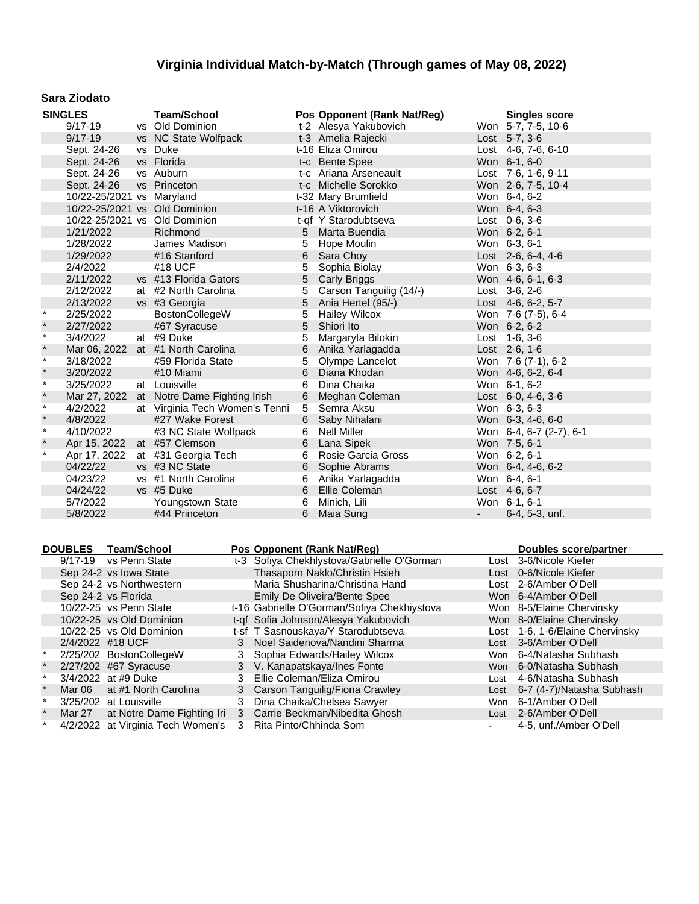# Virginia Individual Match-by-Match (Through games of May 08, 2022)

## Sara Ziodato

| | SINGLES | | Team/School | Pos | Opponent (Rank Nat/Reg) | | Singles score |
|---|---|---|---|---|---|---|---|
| | 9/17-19 | vs | Old Dominion | t-2 | Alesya Yakubovich | Won | 5-7, 7-5, 10-6 |
| | 9/17-19 | vs | NC State Wolfpack | t-3 | Amelia Rajecki | Lost | 5-7, 3-6 |
| | Sept. 24-26 | vs | Duke | t-16 | Eliza Omirou | Lost | 4-6, 7-6, 6-10 |
| | Sept. 24-26 | vs | Florida | t-c | Bente Spee | Won | 6-1, 6-0 |
| | Sept. 24-26 | vs | Auburn | t-c | Ariana Arseneault | Lost | 7-6, 1-6, 9-11 |
| | Sept. 24-26 | vs | Princeton | t-c | Michelle Sorokko | Won | 2-6, 7-5, 10-4 |
| | 10/22-25/2021 | vs | Maryland | t-32 | Mary Brumfield | Won | 6-4, 6-2 |
| | 10/22-25/2021 | vs | Old Dominion | t-16 | A Viktorovich | Won | 6-4, 6-3 |
| | 10/22-25/2021 | vs | Old Dominion | t-qf | Y Starodubtseva | Lost | 0-6, 3-6 |
| | 1/21/2022 | | Richmond | 5 | Marta Buendia | Won | 6-2, 6-1 |
| | 1/28/2022 | | James Madison | 5 | Hope Moulin | Won | 6-3, 6-1 |
| | 1/29/2022 | | #16 Stanford | 6 | Sara Choy | Lost | 2-6, 6-4, 4-6 |
| | 2/4/2022 | | #18 UCF | 5 | Sophia Biolay | Won | 6-3, 6-3 |
| | 2/11/2022 | vs | #13 Florida Gators | 5 | Carly Briggs | Won | 4-6, 6-1, 6-3 |
| | 2/12/2022 | at | #2 North Carolina | 5 | Carson Tanguilig (14/-) | Lost | 3-6, 2-6 |
| | 2/13/2022 | vs | #3 Georgia | 5 | Ania Hertel (95/-) | Lost | 4-6, 6-2, 5-7 |
| * | 2/25/2022 | | BostonCollegeW | 5 | Hailey Wilcox | Won | 7-6 (7-5), 6-4 |
| * | 2/27/2022 | | #67 Syracuse | 5 | Shiori Ito | Won | 6-2, 6-2 |
| * | 3/4/2022 | at | #9 Duke | 5 | Margaryta Bilokin | Lost | 1-6, 3-6 |
| * | Mar 06, 2022 | at | #1 North Carolina | 6 | Anika Yarlagadda | Lost | 2-6, 1-6 |
| * | 3/18/2022 | | #59 Florida State | 5 | Olympe Lancelot | Won | 7-6 (7-1), 6-2 |
| * | 3/20/2022 | | #10 Miami | 6 | Diana Khodan | Won | 4-6, 6-2, 6-4 |
| * | 3/25/2022 | at | Louisville | 6 | Dina Chaika | Won | 6-1, 6-2 |
| * | Mar 27, 2022 | at | Notre Dame Fighting Irish | 6 | Meghan Coleman | Lost | 6-0, 4-6, 3-6 |
| * | 4/2/2022 | at | Virginia Tech Women's Tenni | 5 | Semra Aksu | Won | 6-3, 6-3 |
| * | 4/8/2022 | | #27 Wake Forest | 6 | Saby Nihalani | Won | 6-3, 4-6, 6-0 |
| * | 4/10/2022 | | #3 NC State Wolfpack | 6 | Nell Miller | Won | 6-4, 6-7 (2-7), 6-1 |
| * | Apr 15, 2022 | at | #57 Clemson | 6 | Lana Sipek | Won | 7-5, 6-1 |
| * | Apr 17, 2022 | at | #31 Georgia Tech | 6 | Rosie Garcia Gross | Won | 6-2, 6-1 |
| | 04/22/22 | vs | #3 NC State | 6 | Sophie Abrams | Won | 6-4, 4-6, 6-2 |
| | 04/23/22 | vs | #1 North Carolina | 6 | Anika Yarlagadda | Won | 6-4, 6-1 |
| | 04/24/22 | vs | #5 Duke | 6 | Ellie Coleman | Lost | 4-6, 6-7 |
| | 5/7/2022 | | Youngstown State | 6 | Minich, Lili | Won | 6-1, 6-1 |
| | 5/8/2022 | | #44 Princeton | 6 | Maia Sung | - | 6-4, 5-3, unf. |

| | DOUBLES | Team/School | Pos | Opponent (Rank Nat/Reg) | | Doubles score/partner |
|---|---|---|---|---|---|---|
| | 9/17-19 | vs Penn State | t-3 | Sofiya Chekhlystova/Gabrielle O'Gorman | Lost | 3-6/Nicole Kiefer |
| | Sep 24-2 | vs Iowa State | | Thasaporn Naklo/Christin Hsieh | Lost | 0-6/Nicole Kiefer |
| | Sep 24-2 | vs Northwestern | | Maria Shusharina/Christina Hand | Lost | 2-6/Amber O'Dell |
| | Sep 24-2 | vs Florida | | Emily De Oliveira/Bente Spee | Won | 6-4/Amber O'Dell |
| | 10/22-25 | vs Penn State | t-16 | Gabrielle O'Gorman/Sofiya Chekhiystova | Won | 8-5/Elaine Chervinsky |
| | 10/22-25 | vs Old Dominion | t-qf | Sofia Johnson/Alesya Yakubovich | Won | 8-0/Elaine Chervinsky |
| | 10/22-25 | vs Old Dominion | t-sf | T Sasnouskaya/Y Starodubtseva | Lost | 1-6, 1-6/Elaine Chervinsky |
| | 2/4/2022 | #18 UCF | 3 | Noel Saidenova/Nandini Sharma | Lost | 3-6/Amber O'Dell |
| * | 2/25/202 | BostonCollegeW | 3 | Sophia Edwards/Hailey Wilcox | Won | 6-4/Natasha Subhash |
| * | 2/27/202 | #67 Syracuse | 3 | V. Kanapatskaya/Ines Fonte | Won | 6-0/Natasha Subhash |
| * | 3/4/2022 | at #9 Duke | 3 | Ellie Coleman/Eliza Omirou | Lost | 4-6/Natasha Subhash |
| * | Mar 06 | at #1 North Carolina | 3 | Carson Tanguilig/Fiona Crawley | Lost | 6-7 (4-7)/Natasha Subhash |
| * | 3/25/202 | at Louisville | 3 | Dina Chaika/Chelsea Sawyer | Won | 6-1/Amber O'Dell |
| * | Mar 27 | at Notre Dame Fighting Iri | 3 | Carrie Beckman/Nibedita Ghosh | Lost | 2-6/Amber O'Dell |
| * | 4/2/2022 | at Virginia Tech Women's | 3 | Rita Pinto/Chhinda Som | - | 4-5, unf./Amber O'Dell |